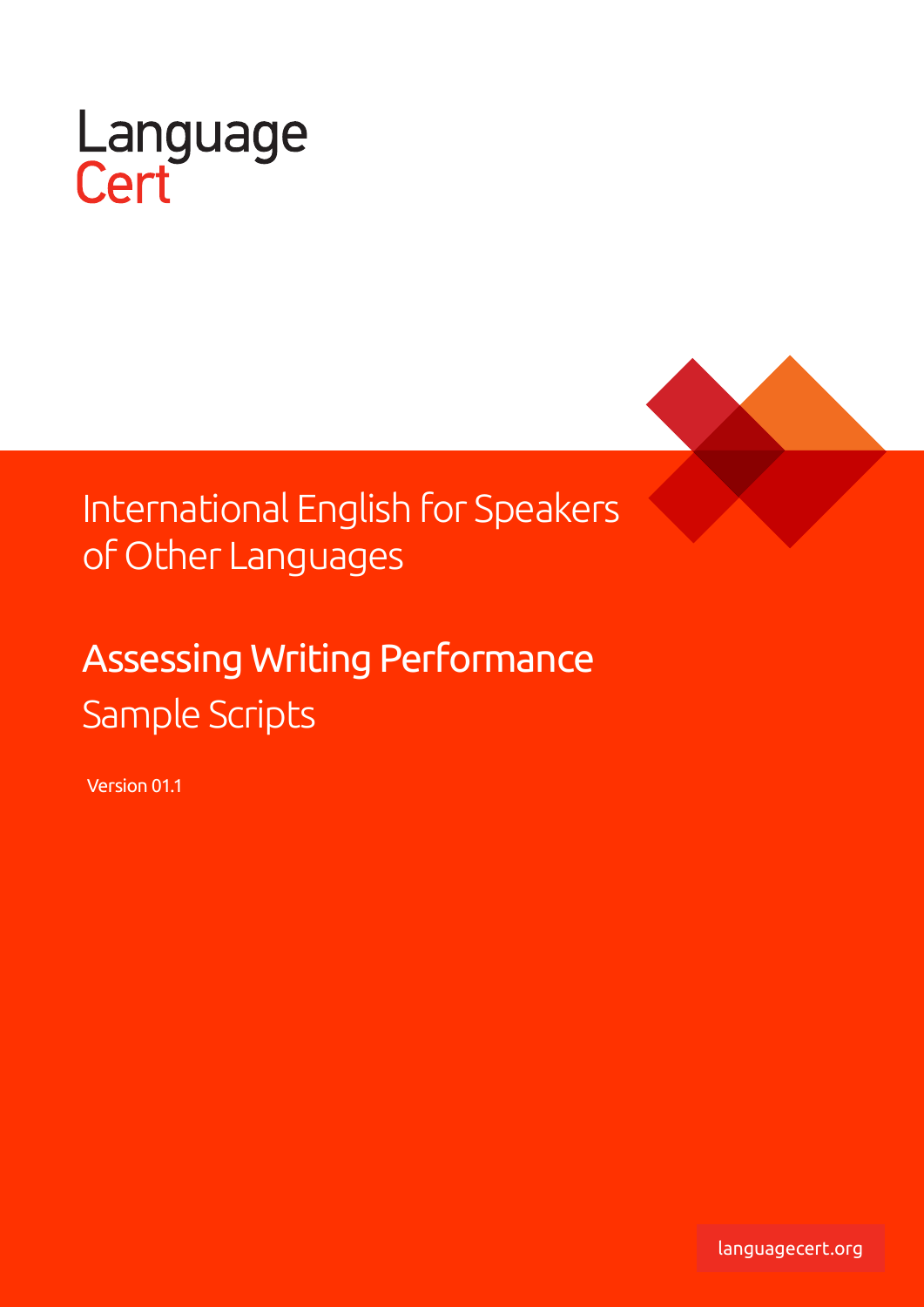Language
Cert

# International English for Speakers of Other Languages

## Assessing Writing Performance

### Sample Scripts

Version 01.1

languagecert.org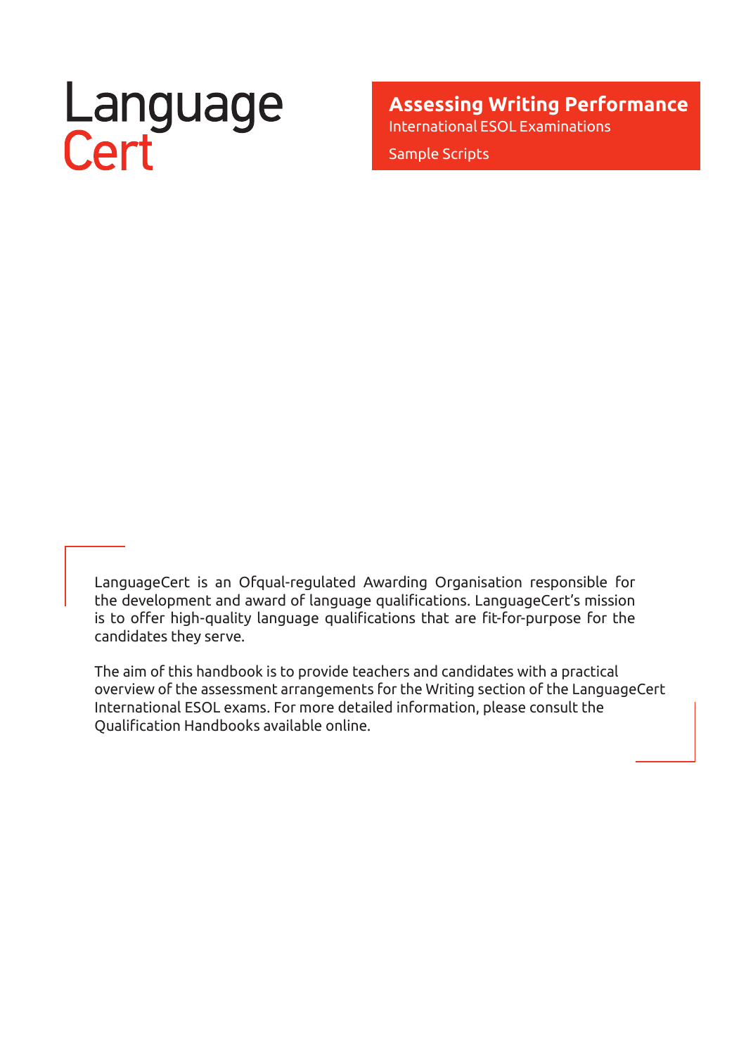LanguageCert

# Assessing Writing Performance

International ESOL Examinations

Sample Scripts

LanguageCert is an Ofqual-regulated Awarding Organisation responsible for the development and award of language qualifications. LanguageCert's mission is to offer high-quality language qualifications that are fit-for-purpose for the candidates they serve.

The aim of this handbook is to provide teachers and candidates with a practical overview of the assessment arrangements for the Writing section of the LanguageCert International ESOL exams. For more detailed information, please consult the Qualification Handbooks available online.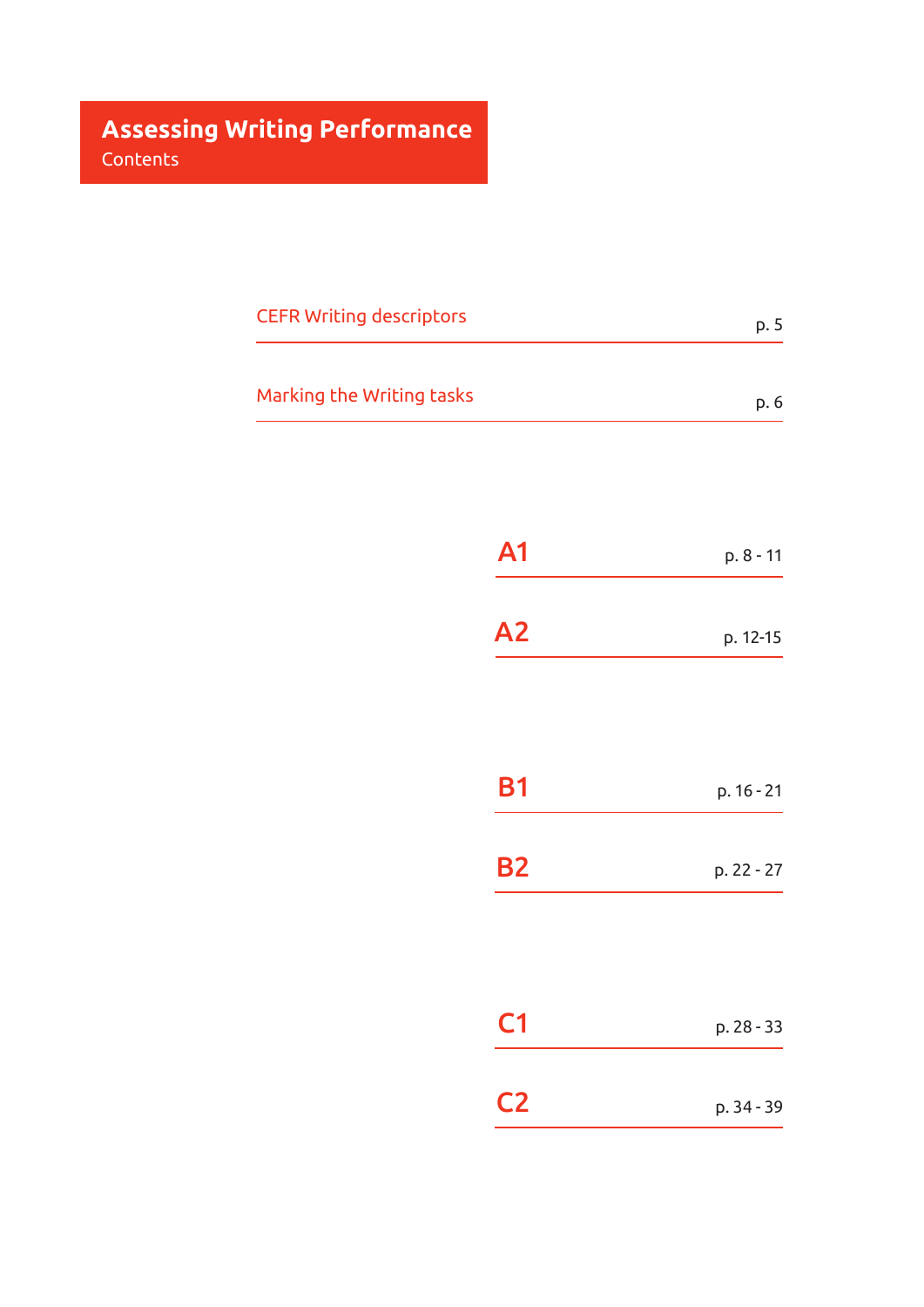# Assessing Writing Performance

Contents

| | |
|---|---|
| CEFR Writing descriptors | p. 5 |
| Marking the Writing tasks | p. 6 |
| A1 | p. 8 - 11 |
| A2 | p. 12-15 |
| B1 | p. 16 - 21 |
| B2 | p. 22 - 27 |
| C1 | p. 28 - 33 |
| C2 | p. 34 - 39 |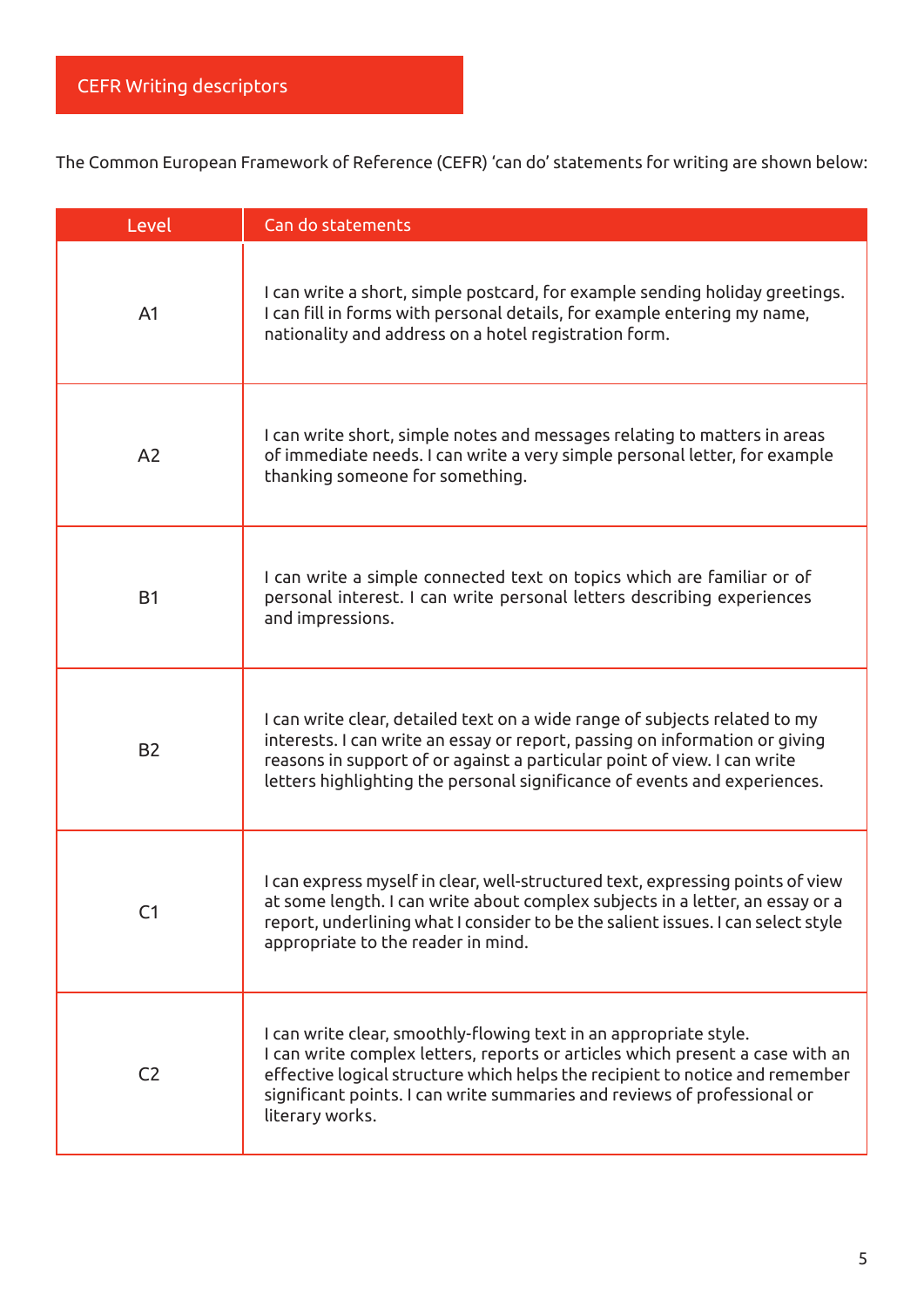# CEFR Writing descriptors

The Common European Framework of Reference (CEFR) 'can do' statements for writing are shown below:

| Level | Can do statements |
|---|---|
| A1 | I can write a short, simple postcard, for example sending holiday greetings. I can fill in forms with personal details, for example entering my name, nationality and address on a hotel registration form. |
| A2 | I can write short, simple notes and messages relating to matters in areas of immediate needs. I can write a very simple personal letter, for example thanking someone for something. |
| B1 | I can write a simple connected text on topics which are familiar or of personal interest. I can write personal letters describing experiences and impressions. |
| B2 | I can write clear, detailed text on a wide range of subjects related to my interests. I can write an essay or report, passing on information or giving reasons in support of or against a particular point of view. I can write letters highlighting the personal significance of events and experiences. |
| C1 | I can express myself in clear, well-structured text, expressing points of view at some length. I can write about complex subjects in a letter, an essay or a report, underlining what I consider to be the salient issues. I can select style appropriate to the reader in mind. |
| C2 | I can write clear, smoothly-flowing text in an appropriate style. I can write complex letters, reports or articles which present a case with an effective logical structure which helps the recipient to notice and remember significant points. I can write summaries and reviews of professional or literary works. |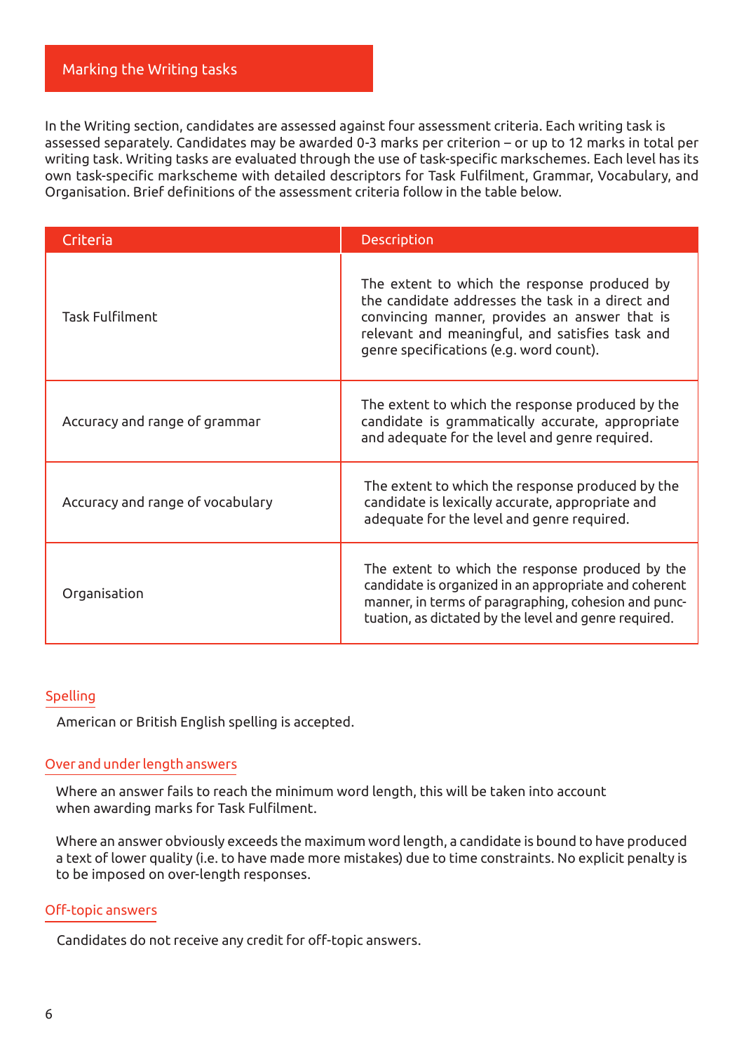## Marking the Writing tasks

In the Writing section, candidates are assessed against four assessment criteria. Each writing task is assessed separately. Candidates may be awarded 0-3 marks per criterion – or up to 12 marks in total per writing task. Writing tasks are evaluated through the use of task-specific markschemes. Each level has its own task-specific markscheme with detailed descriptors for Task Fulfilment, Grammar, Vocabulary, and Organisation. Brief definitions of the assessment criteria follow in the table below.

| Criteria | Description |
|---|---|
| Task Fulfilment | The extent to which the response produced by the candidate addresses the task in a direct and convincing manner, provides an answer that is relevant and meaningful, and satisfies task and genre specifications (e.g. word count). |
| Accuracy and range of grammar | The extent to which the response produced by the candidate is grammatically accurate, appropriate and adequate for the level and genre required. |
| Accuracy and range of vocabulary | The extent to which the response produced by the candidate is lexically accurate, appropriate and adequate for the level and genre required. |
| Organisation | The extent to which the response produced by the candidate is organized in an appropriate and coherent manner, in terms of paragraphing, cohesion and punctuation, as dictated by the level and genre required. |

### Spelling

American or British English spelling is accepted.

### Over and under length answers

Where an answer fails to reach the minimum word length, this will be taken into account when awarding marks for Task Fulfilment.

Where an answer obviously exceeds the maximum word length, a candidate is bound to have produced a text of lower quality (i.e. to have made more mistakes) due to time constraints. No explicit penalty is to be imposed on over-length responses.

### Off-topic answers

Candidates do not receive any credit for off-topic answers.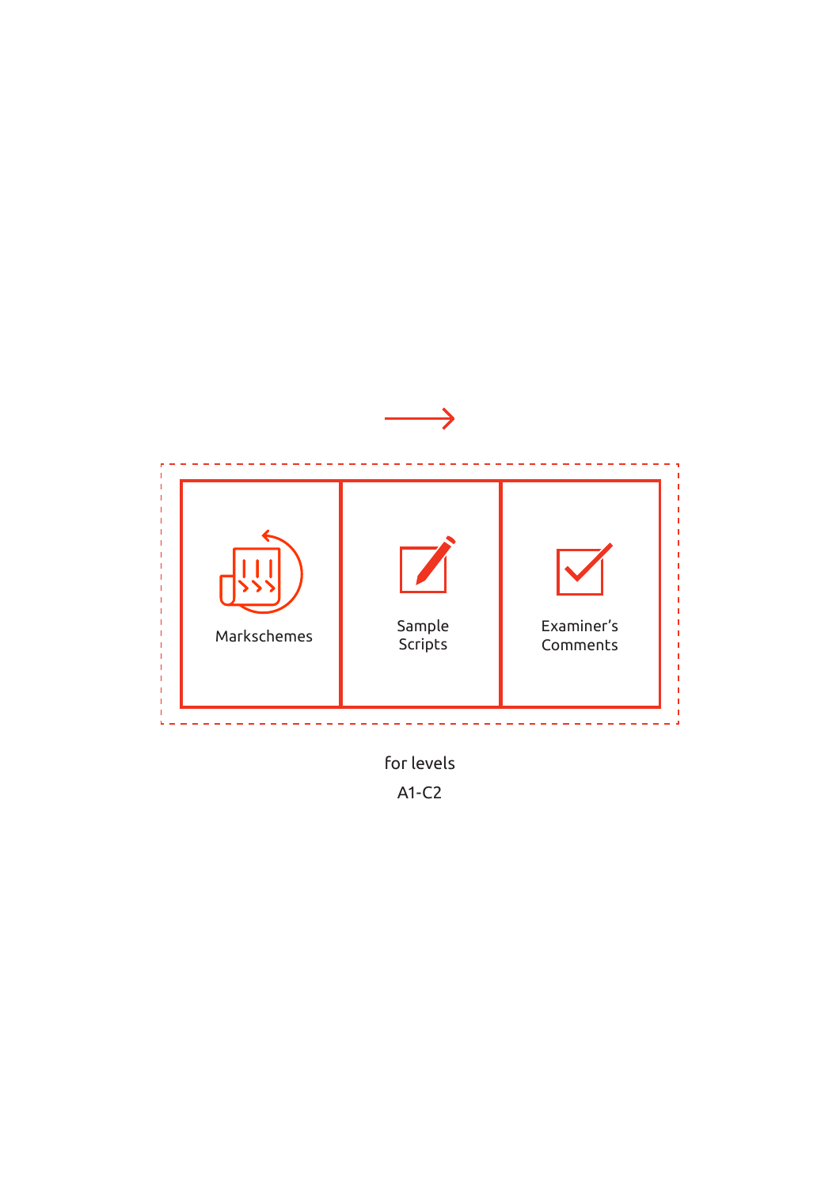→

| Markschemes | Sample Scripts | Examiner's Comments |
|---|---|---|

for levels

A1-C2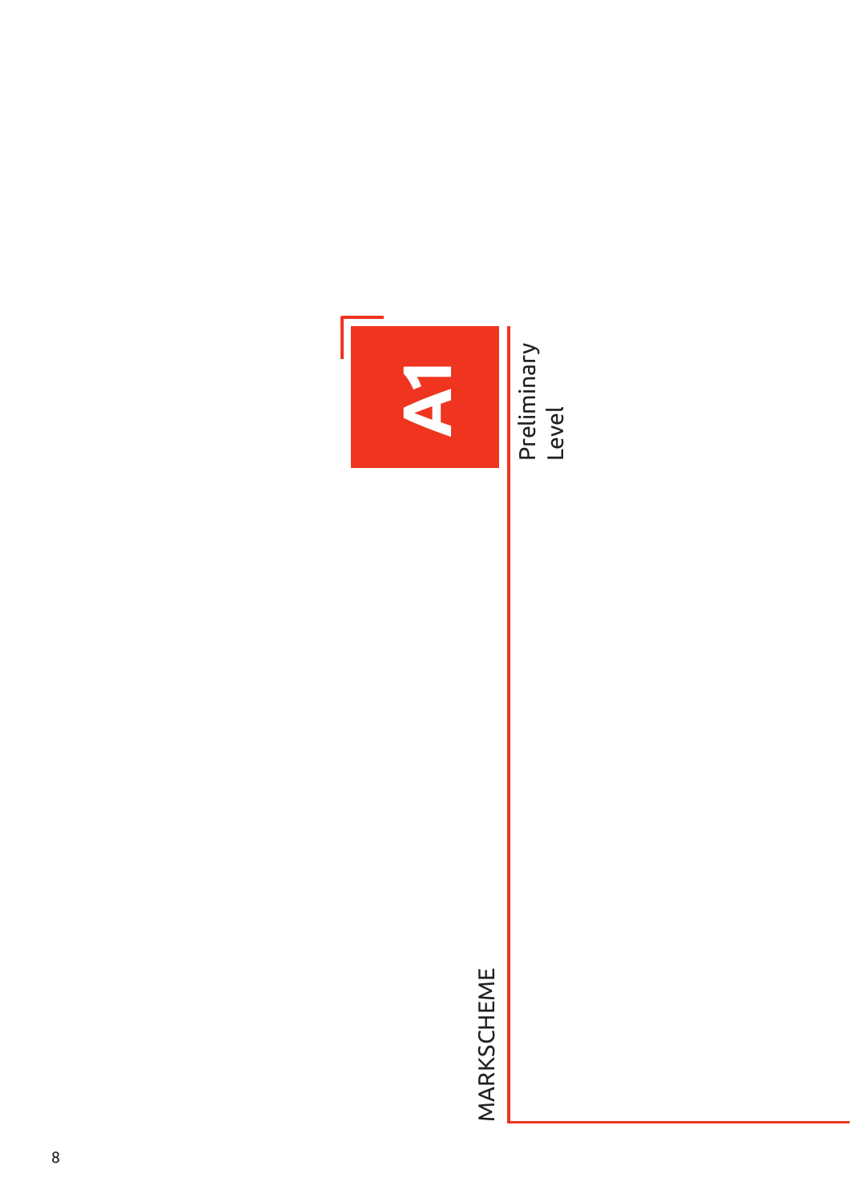# A1

Preliminary Level

MARKSCHEME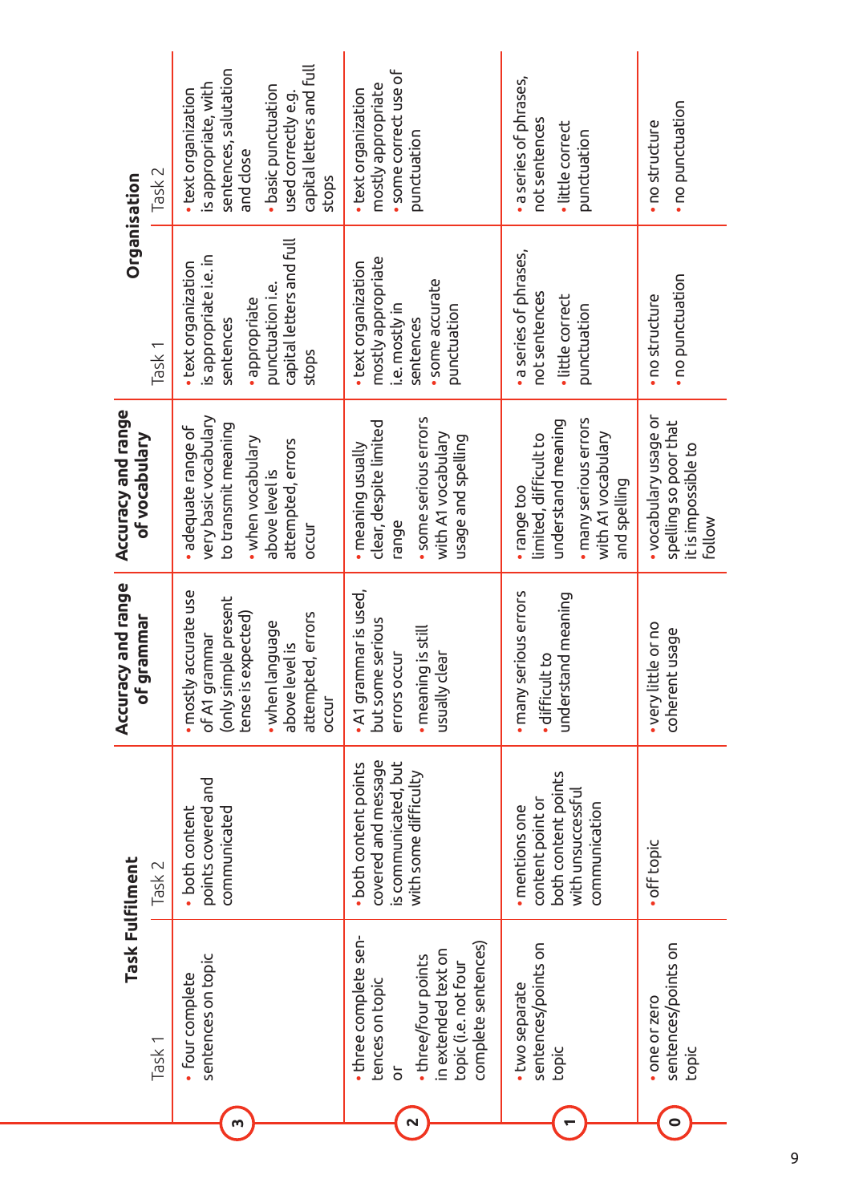| | Task Fulfilment | | Accuracy and range of grammar | Accuracy and range of vocabulary | Organisation | |
|---|---|---|---|---|---|---|
| | Task 1 | Task 2 | | | Task 1 | Task 2 |
| 3 | • four complete sentences on topic | • both content points covered and communicated | • mostly accurate use of A1 grammar (only simple present tense is expected)<br>• when language above level is attempted, errors occur | • adequate range of very basic vocabulary to transmit meaning<br>• when vocabulary above level is attempted, errors occur | • text organization is appropriate i.e. in sentences<br>• appropriate punctuation i.e. capital letters and full stops | • text organization is appropriate, with sentences, salutation and close<br>• basic punctuation used correctly e.g. capital letters and full stops |
| 2 | • three complete sentences on topic<br>or<br>• three/four points in extended text on topic (i.e. not four complete sentences) | • both content points covered and message is communicated, but with some difficulty | • A1 grammar is used, but some serious errors occur<br>• meaning is still usually clear | • meaning usually clear, despite limited range<br>• some serious errors with A1 vocabulary usage and spelling | • text organization mostly appropriate i.e. mostly in sentences<br>• some accurate punctuation | • text organization mostly appropriate<br>• some correct use of punctuation |
| 1 | • two separate sentences/points on topic | • mentions one content point or both content points with unsuccessful communication | • many serious errors<br>• difficult to understand meaning | • range too limited, difficult to understand meaning<br>• many serious errors with A1 vocabulary and spelling | • a series of phrases, not sentences<br>• little correct punctuation | • a series of phrases, not sentences<br>• little correct punctuation |
| 0 | • one or zero sentences/points on topic | • off topic | • very little or no coherent usage | • vocabulary usage or spelling so poor that it is impossible to follow | • no structure<br>• no punctuation | • no structure<br>• no punctuation |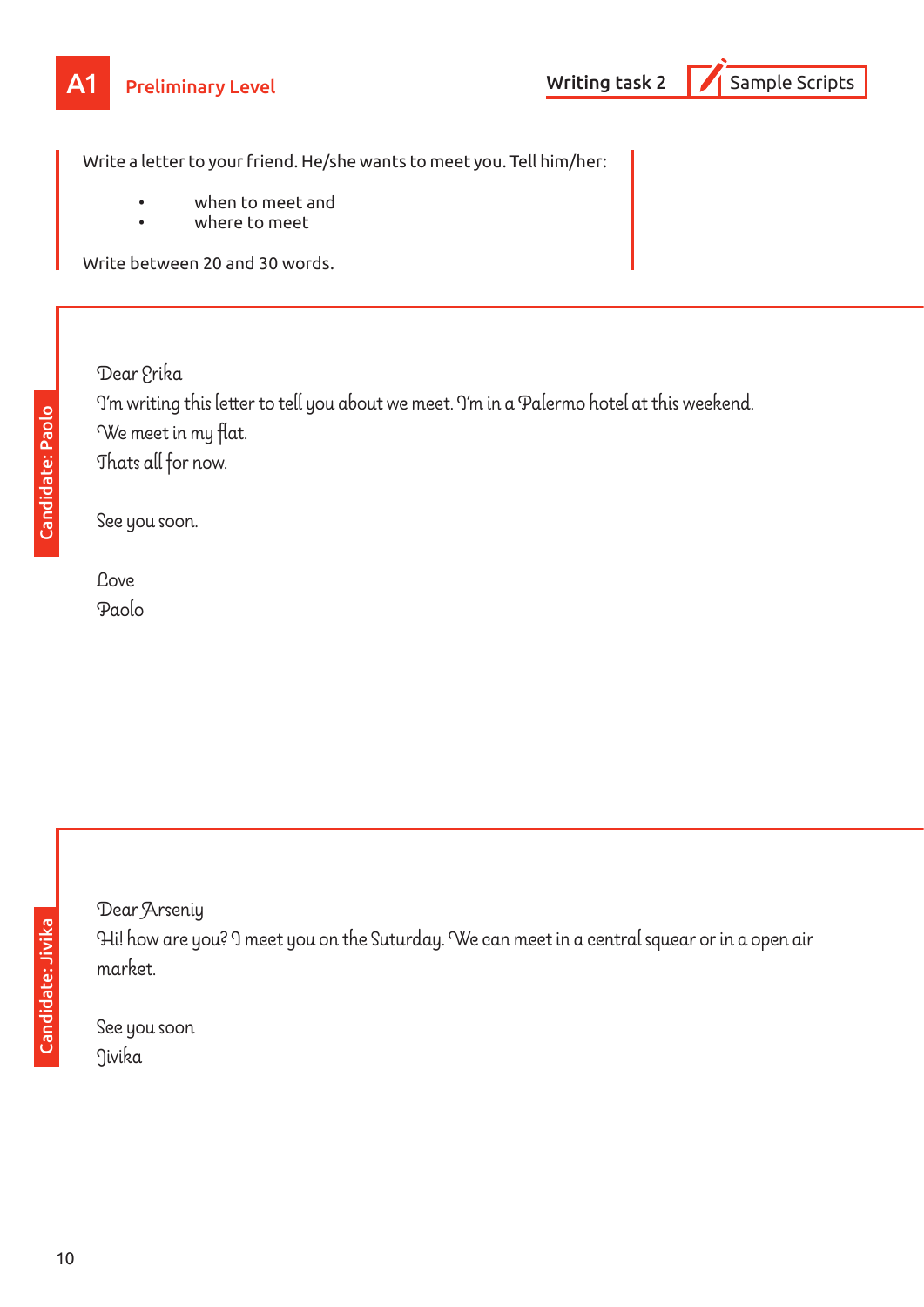**A1** Preliminary Level

**Writing task 2** | Sample Scripts

Write a letter to your friend. He/she wants to meet you. Tell him/her:

- when to meet and
- where to meet

Write between 20 and 30 words.

---

**Candidate: Paolo**

Dear Erika
I'm writing this letter to tell you about we meet. I'm in a Palermo hotel at this weekend.
We meet in my flat.
Thats all for now.

See you soon.

Love
Paolo

---

**Candidate: Jivika**

Dear Arseniy
Hi! how are you? I meet you on the Saturday. We can meet in a central squear or in a open air market.

See you soon
Jivika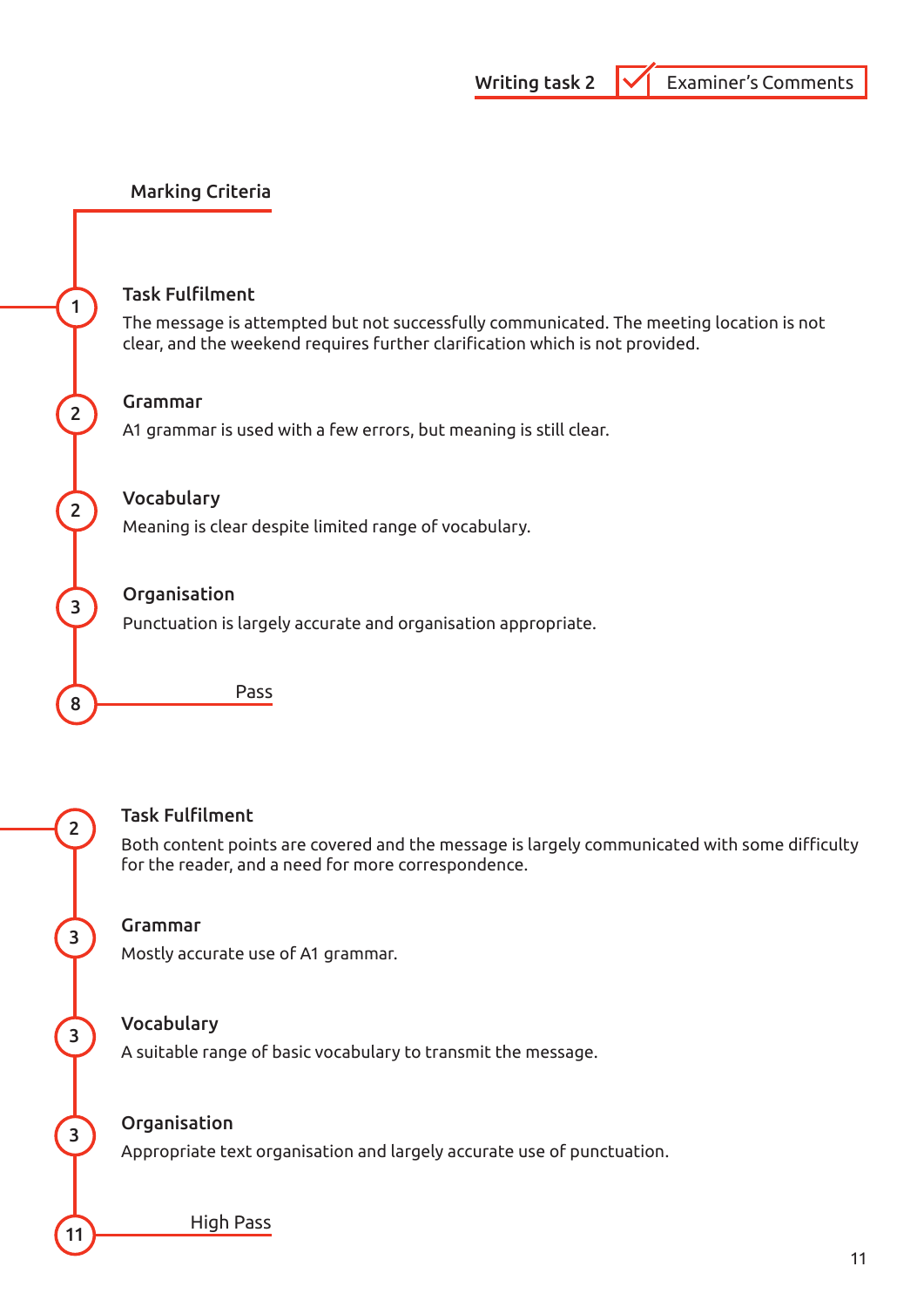Writing task 2 | Examiner's Comments

## Marking Criteria

**1 — Task Fulfilment**

The message is attempted but not successfully communicated. The meeting location is not clear, and the weekend requires further clarification which is not provided.

**2 — Grammar**

A1 grammar is used with a few errors, but meaning is still clear.

**2 — Vocabulary**

Meaning is clear despite limited range of vocabulary.

**3 — Organisation**

Punctuation is largely accurate and organisation appropriate.

**8 — Pass**

**2 — Task Fulfilment**

Both content points are covered and the message is largely communicated with some difficulty for the reader, and a need for more correspondence.

**3 — Grammar**

Mostly accurate use of A1 grammar.

**3 — Vocabulary**

A suitable range of basic vocabulary to transmit the message.

**3 — Organisation**

Appropriate text organisation and largely accurate use of punctuation.

**11 — High Pass**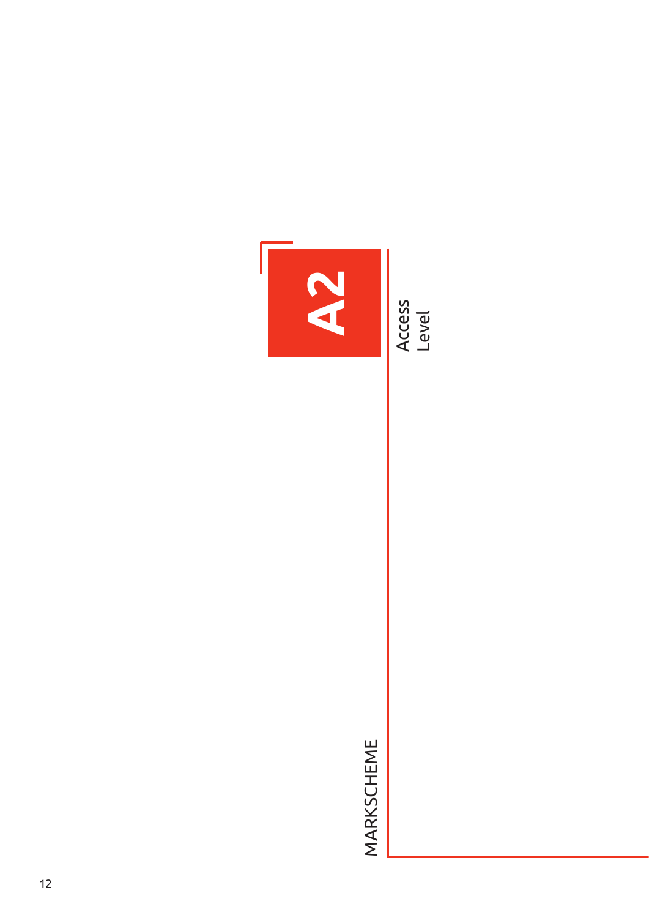# A2

Access Level

MARKSCHEME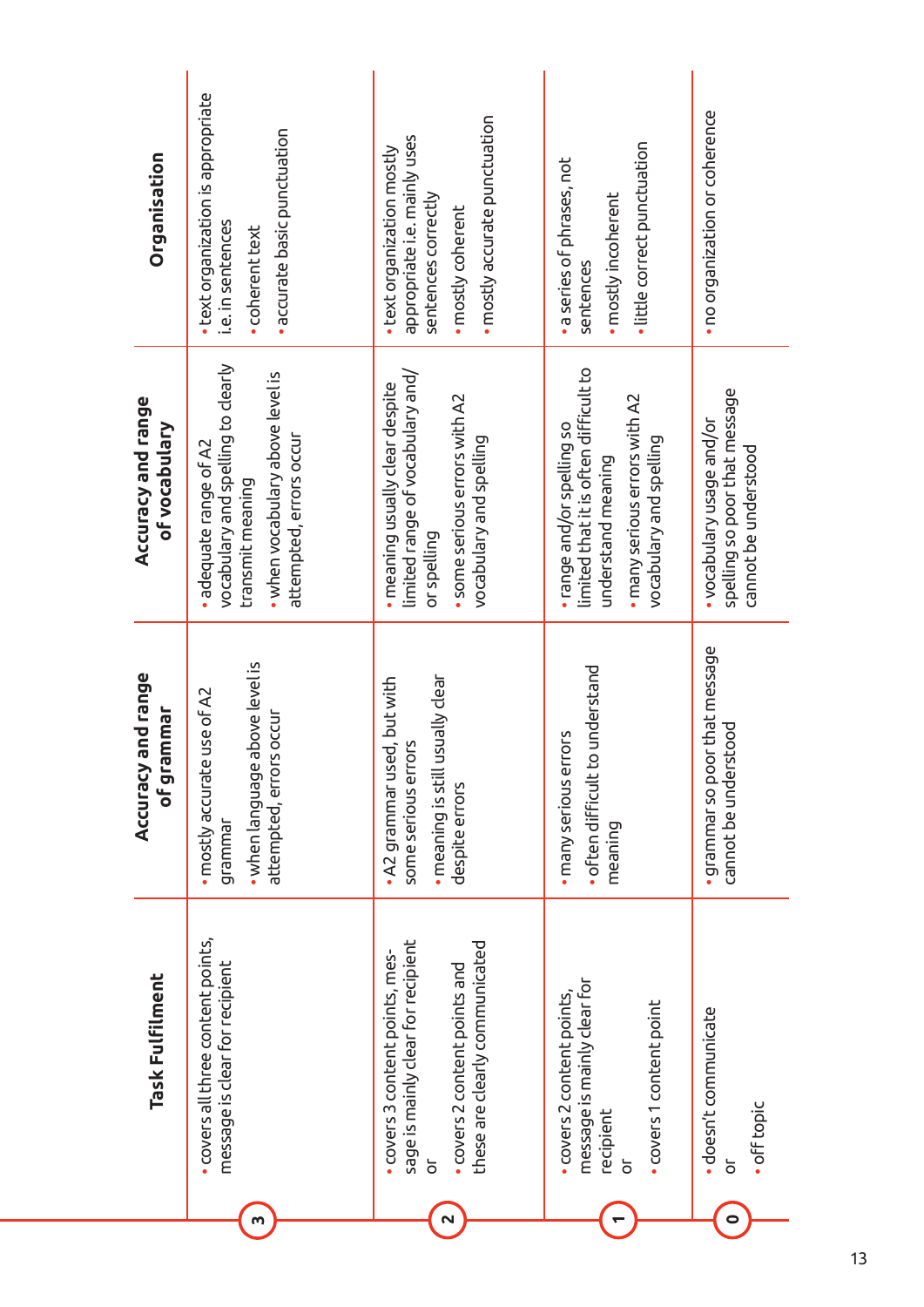| | Task Fulfilment | Accuracy and range of grammar | Accuracy and range of vocabulary | Organisation |
|---|---|---|---|---|
| 3 | • covers all three content points, message is clear for recipient | • mostly accurate use of A2 grammar<br>• when language above level is attempted, errors occur | • adequate range of A2 vocabulary and spelling to clearly transmit meaning<br>• when vocabulary above level is attempted, errors occur | • text organization is appropriate i.e. in sentences<br>• coherent text<br>• accurate basic punctuation |
| 2 | • covers 3 content points, message is mainly clear for recipient<br>or<br>• covers 2 content points and these are clearly communicated | • A2 grammar used, but with some serious errors<br>• meaning is still usually clear despite errors | • meaning usually clear despite limited range of vocabulary and/or spelling<br>• some serious errors with A2 vocabulary and spelling | • text organization mostly appropriate i.e. mainly uses sentences correctly<br>• mostly coherent<br>• mostly accurate punctuation |
| 1 | • covers 2 content points, message is mainly clear for recipient<br>or<br>• covers 1 content point | • many serious errors<br>• often difficult to understand meaning | • range and/or spelling so limited that it is often difficult to understand meaning<br>• many serious errors with A2 vocabulary and spelling | • a series of phrases, not sentences<br>• mostly incoherent<br>• little correct punctuation |
| 0 | • doesn't communicate<br>or<br>• off topic | • grammar so poor that message cannot be understood | • vocabulary usage and/or spelling so poor that message cannot be understood | • no organization or coherence |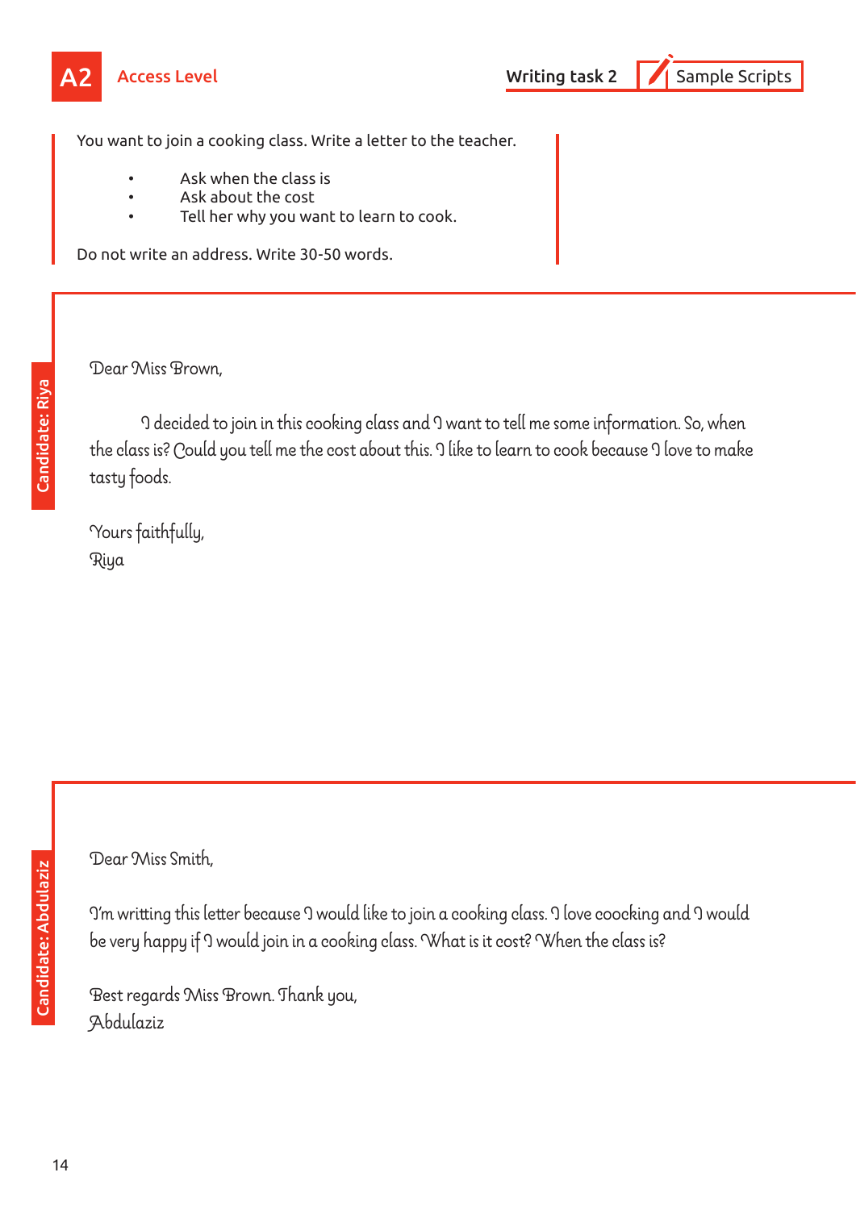A2 Access Level

Writing task 2 — Sample Scripts

You want to join a cooking class. Write a letter to the teacher.

- Ask when the class is
- Ask about the cost
- Tell her why you want to learn to cook.

Do not write an address. Write 30-50 words.

**Candidate: Riya**

Dear Miss Brown,

I decided to join in this cooking class and I want to tell me some information. So, when the class is? Could you tell me the cost about this. I like to learn to cook because I love to make tasty foods.

Yours faithfully,
Riya

**Candidate: Abdulaziz**

Dear Miss Smith,

I'm writting this letter because I would like to join a cooking class. I love coocking and I would be very happy if I would join in a cooking class. What is it cost? When the class is?

Best regards Miss Brown. Thank you,
Abdulaziz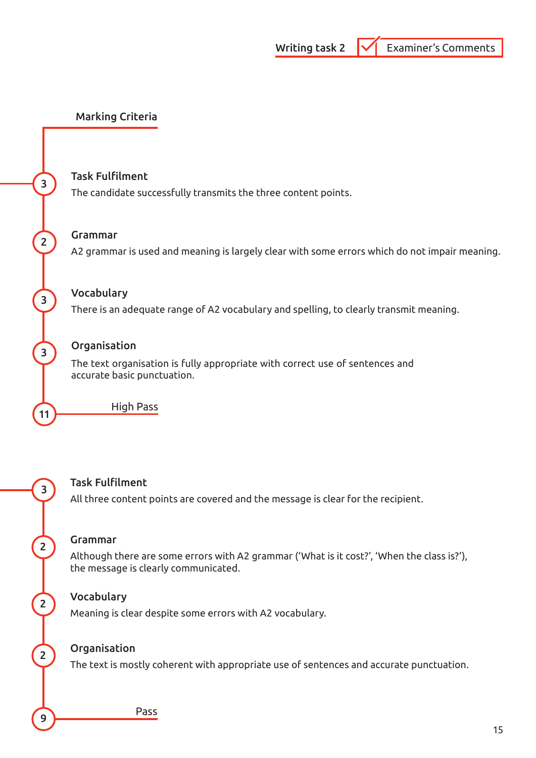Writing task 2 | Examiner's Comments

## Marking Criteria

**3 — Task Fulfilment**
The candidate successfully transmits the three content points.

**2 — Grammar**
A2 grammar is used and meaning is largely clear with some errors which do not impair meaning.

**3 — Vocabulary**
There is an adequate range of A2 vocabulary and spelling, to clearly transmit meaning.

**3 — Organisation**
The text organisation is fully appropriate with correct use of sentences and accurate basic punctuation.

**11 — High Pass**

**3 — Task Fulfilment**
All three content points are covered and the message is clear for the recipient.

**2 — Grammar**
Although there are some errors with A2 grammar ('What is it cost?', 'When the class is?'), the message is clearly communicated.

**2 — Vocabulary**
Meaning is clear despite some errors with A2 vocabulary.

**2 — Organisation**
The text is mostly coherent with appropriate use of sentences and accurate punctuation.

**9 — Pass**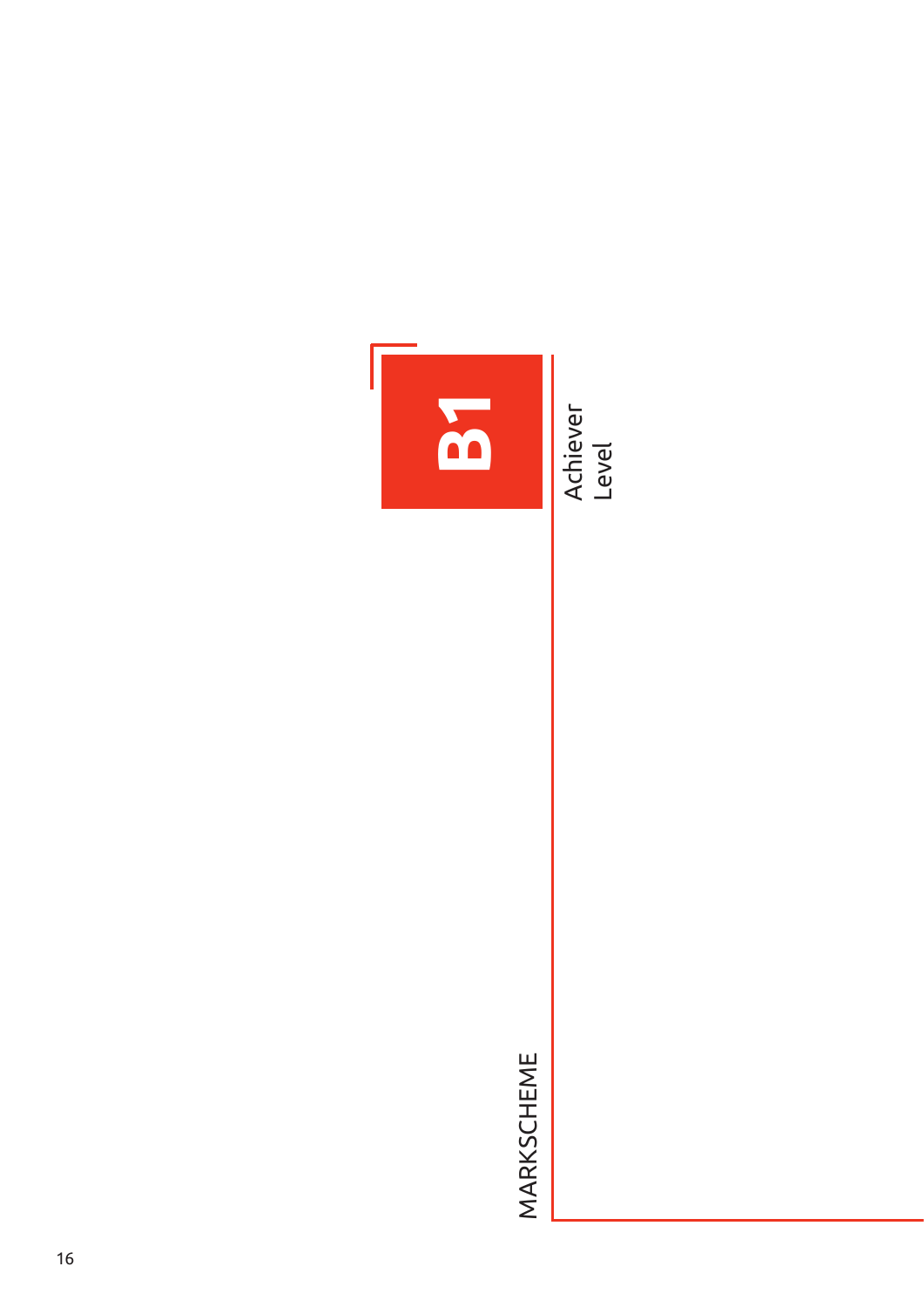# B1

Achiever Level

MARKSCHEME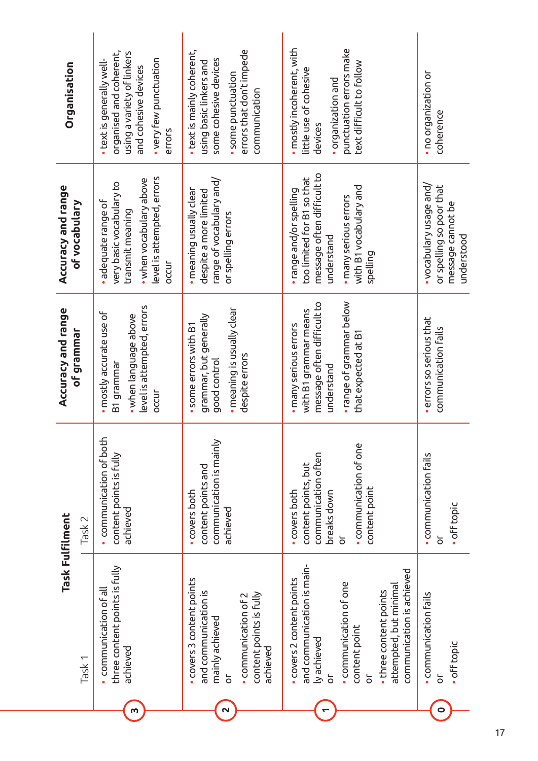| | Task Fulfilment | | Accuracy and range of grammar | Accuracy and range of vocabulary | Organisation |
|---|---|---|---|---|---|
| | Task 1 | Task 2 | | | |
| 3 | • communication of all three content points is fully achieved | • communication of both content points is fully achieved | • mostly accurate use of B1 grammar<br>• when language above level is attempted, errors occur | • adequate range of very basic vocabulary to transmit meaning<br>• when vocabulary above level is attempted, errors occur | • text is generally well-organised and coherent, using a variety of linkers and cohesive devices<br>• very few punctuation errors |
| 2 | • covers 3 content points and communication is mainly achieved<br>or<br>• communication of 2 content points is fully achieved | • covers both content points and communication is mainly achieved | • some errors with B1 grammar, but generally good control<br>• meaning is usually clear despite errors | • meaning usually clear despite a more limited range of vocabulary and/or spelling errors | • text is mainly coherent, using basic linkers and some cohesive devices<br>• some punctuation errors that don't impede communication |
| 1 | • covers 2 content points and communication is mainly achieved<br>or<br>• communication of one content point<br>or<br>• three content points attempted, but minimal communication is achieved | • covers both content points, but communication often breaks down<br>or<br>• communication of one content point | • many serious errors with B1 grammar means message often difficult to understand<br>• range of grammar below that expected at B1 | • range and/or spelling too limited for B1 so that message often difficult to understand<br>• many serious errors with B1 vocabulary and spelling | • mostly incoherent, with little use of cohesive devices<br>• organization and punctuation errors make text difficult to follow |
| 0 | • communication fails<br>or<br>• off topic | • communication fails<br>or<br>• off topic | • errors so serious that communication fails | • vocabulary usage and/or spelling so poor that message cannot be understood | • no organization or coherence |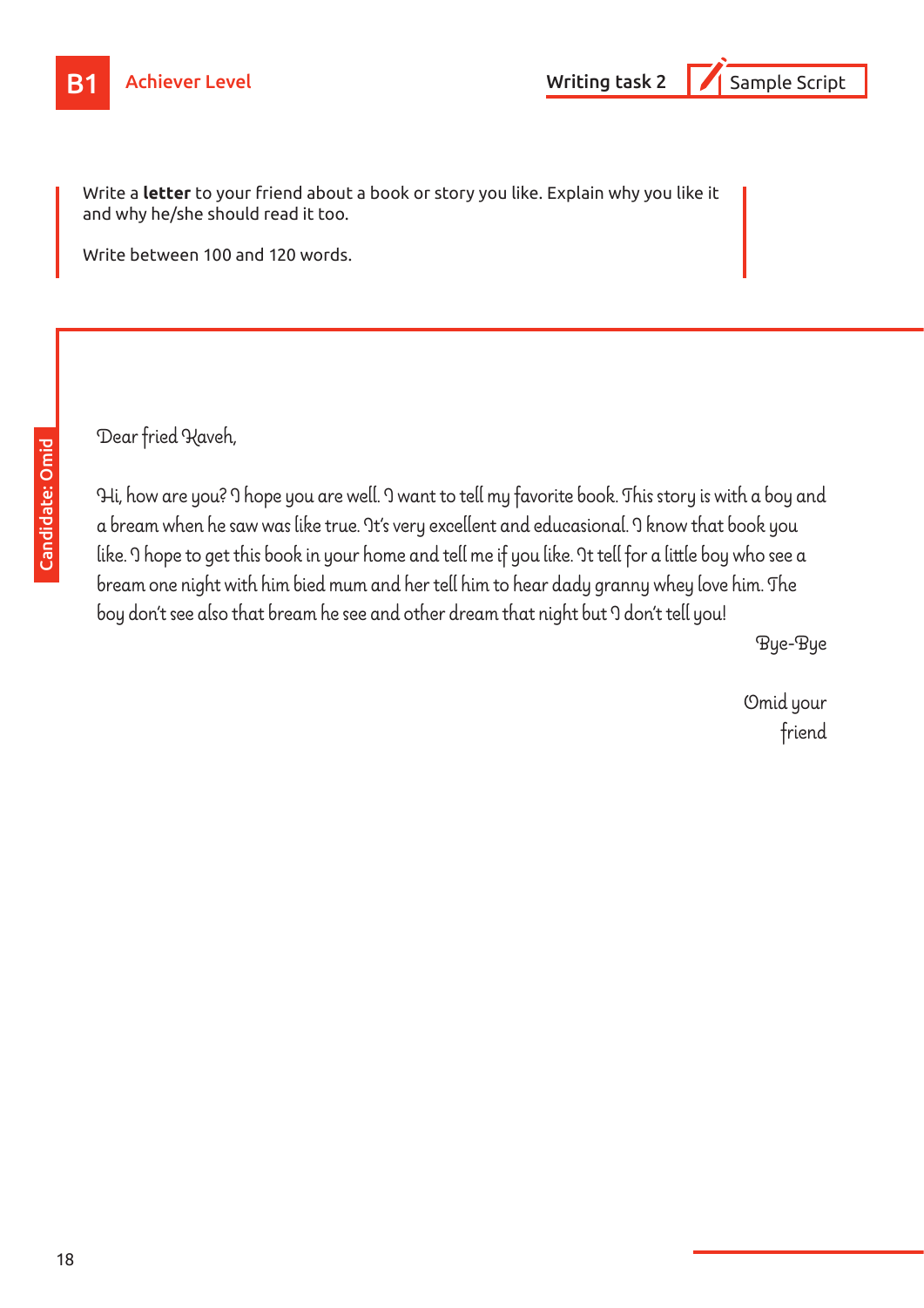B1 Achiever Level

Writing task 2 | Sample Script

Write a **letter** to your friend about a book or story you like. Explain why you like it and why he/she should read it too.

Write between 100 and 120 words.

Candidate: Omid

Dear fried Kaveh,

Hi, how are you? I hope you are well. I want to tell my favorite book. This story is with a boy and a bream when he saw was like true. It's very excellent and educasional. I know that book you like. I hope to get this book in your home and tell me if you like. It tell for a little boy who see a bream one night with him bied mum and her tell him to hear dady granny whey love him. The boy don't see also that bream he see and other dream that night but I don't tell you!

Bye-Bye

Omid your friend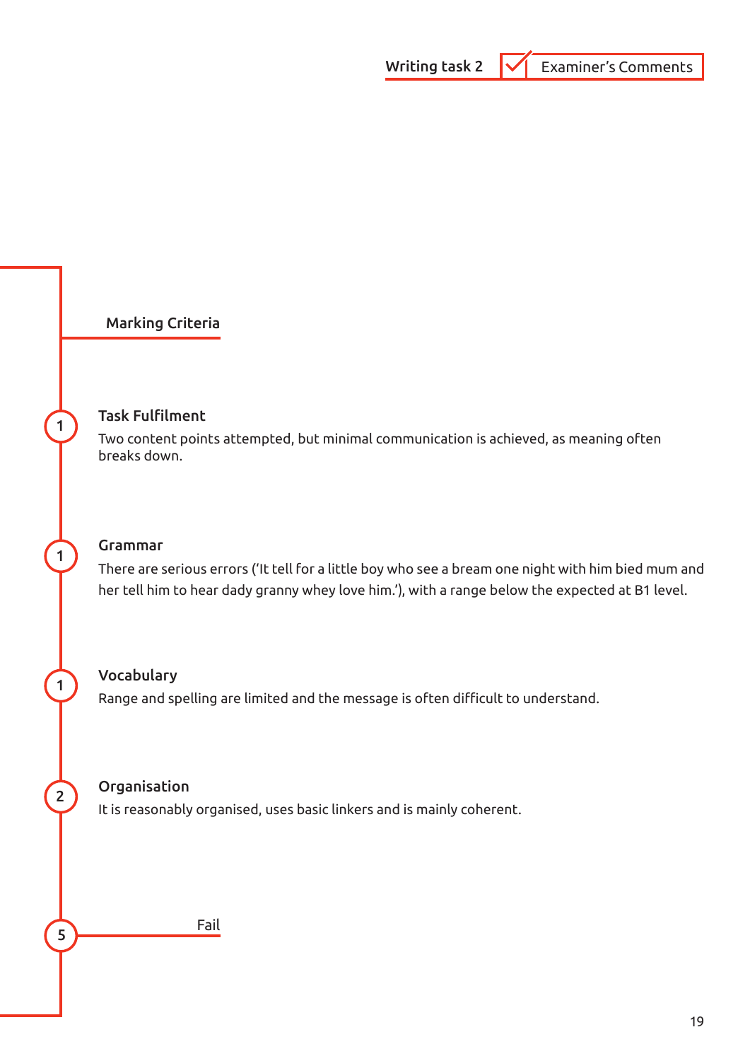Writing task 2 | Examiner's Comments

## Marking Criteria

**1**

### Task Fulfilment

Two content points attempted, but minimal communication is achieved, as meaning often breaks down.

**1**

### Grammar

There are serious errors ('It tell for a little boy who see a bream one night with him bied mum and her tell him to hear dady granny whey love him.'), with a range below the expected at B1 level.

**1**

### Vocabulary

Range and spelling are limited and the message is often difficult to understand.

**2**

### Organisation

It is reasonably organised, uses basic linkers and is mainly coherent.

**5** Fail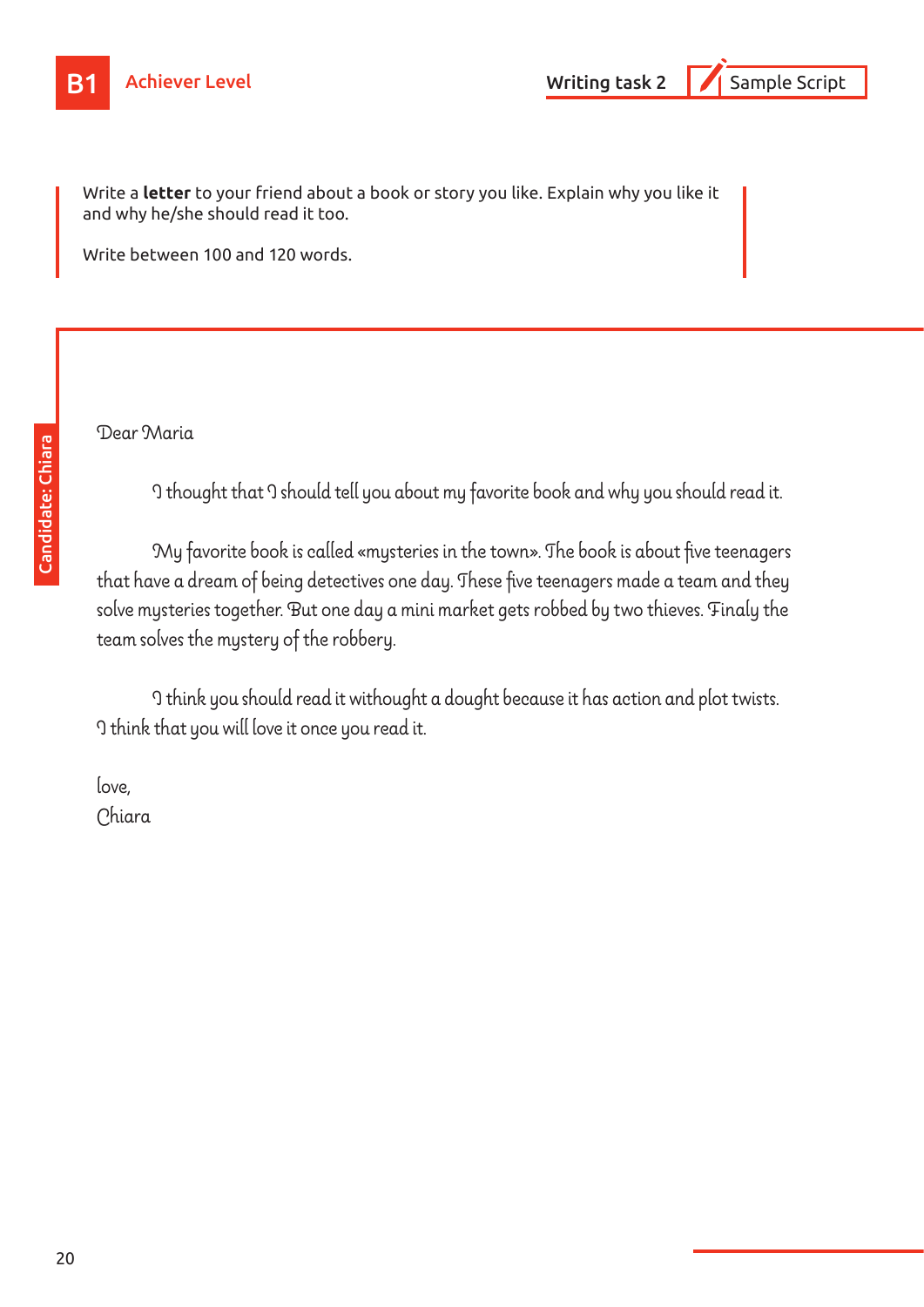B1 Achiever Level

Writing task 2 | Sample Script

Write a **letter** to your friend about a book or story you like. Explain why you like it and why he/she should read it too.

Write between 100 and 120 words.

Candidate: Chiara

Dear Maria

I thought that I should tell you about my favorite book and why you should read it.

My favorite book is called «mysteries in the town». The book is about five teenagers that have a dream of being detectives one day. These five teenagers made a team and they solve mysteries together. But one day a mini market gets robbed by two thieves. Finaly the team solves the mystery of the robbery.

I think you should read it withought a dought because it has action and plot twists. I think that you will love it once you read it.

love,
Chiara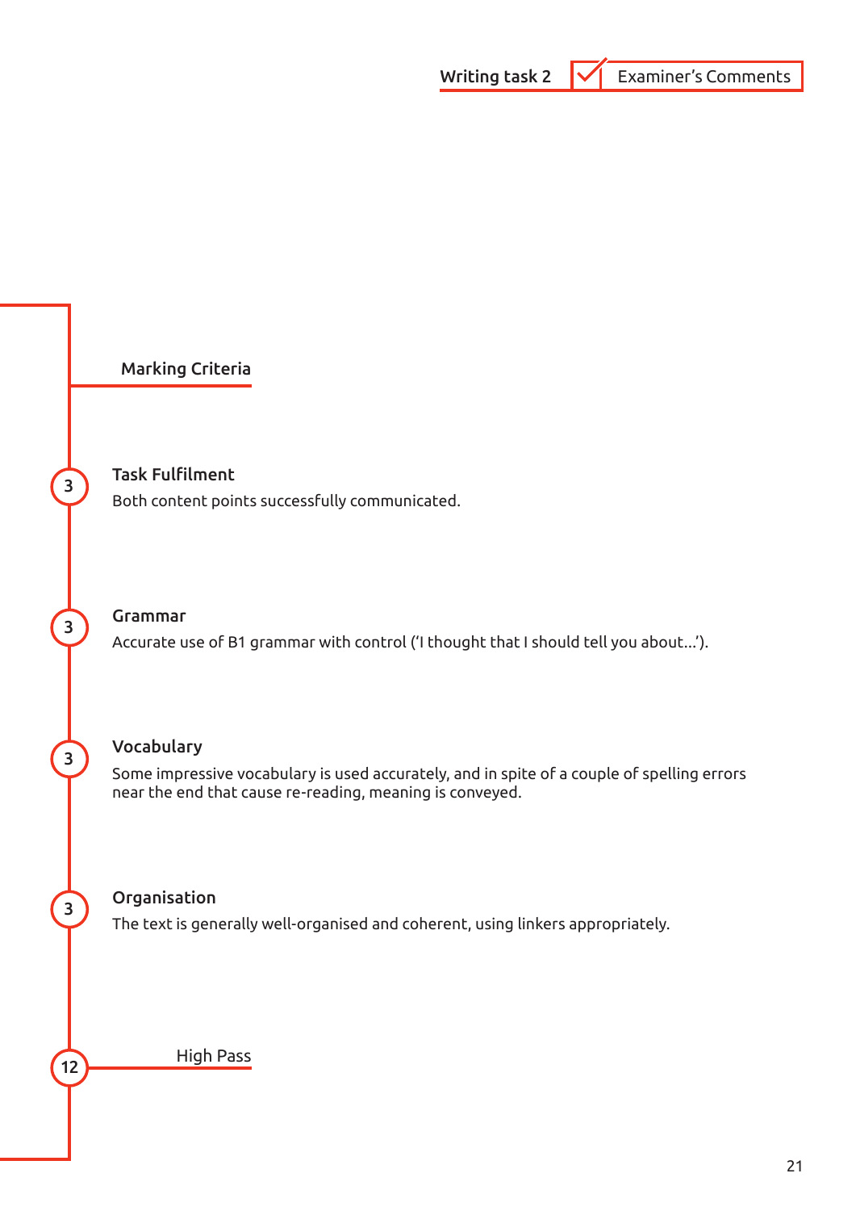Writing task 2 | Examiner's Comments

## Marking Criteria

**3** **Task Fulfilment**

Both content points successfully communicated.

**3** **Grammar**

Accurate use of B1 grammar with control ('I thought that I should tell you about...').

**3** **Vocabulary**

Some impressive vocabulary is used accurately, and in spite of a couple of spelling errors near the end that cause re-reading, meaning is conveyed.

**3** **Organisation**

The text is generally well-organised and coherent, using linkers appropriately.

**12** High Pass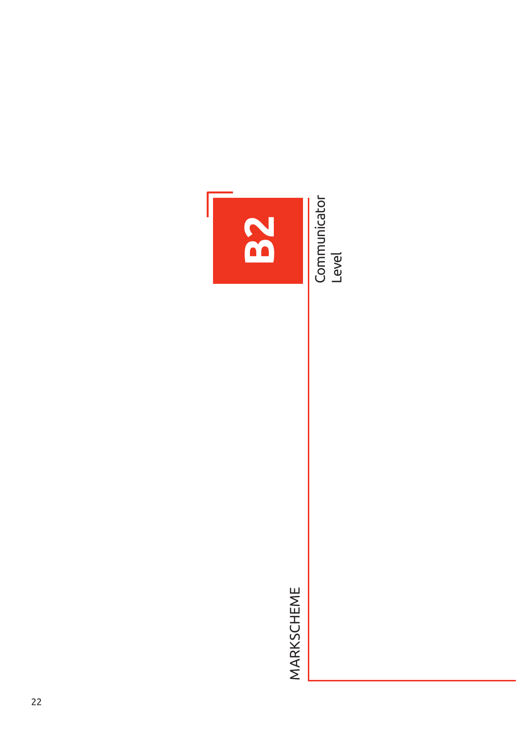# B2

Communicator Level

MARKSCHEME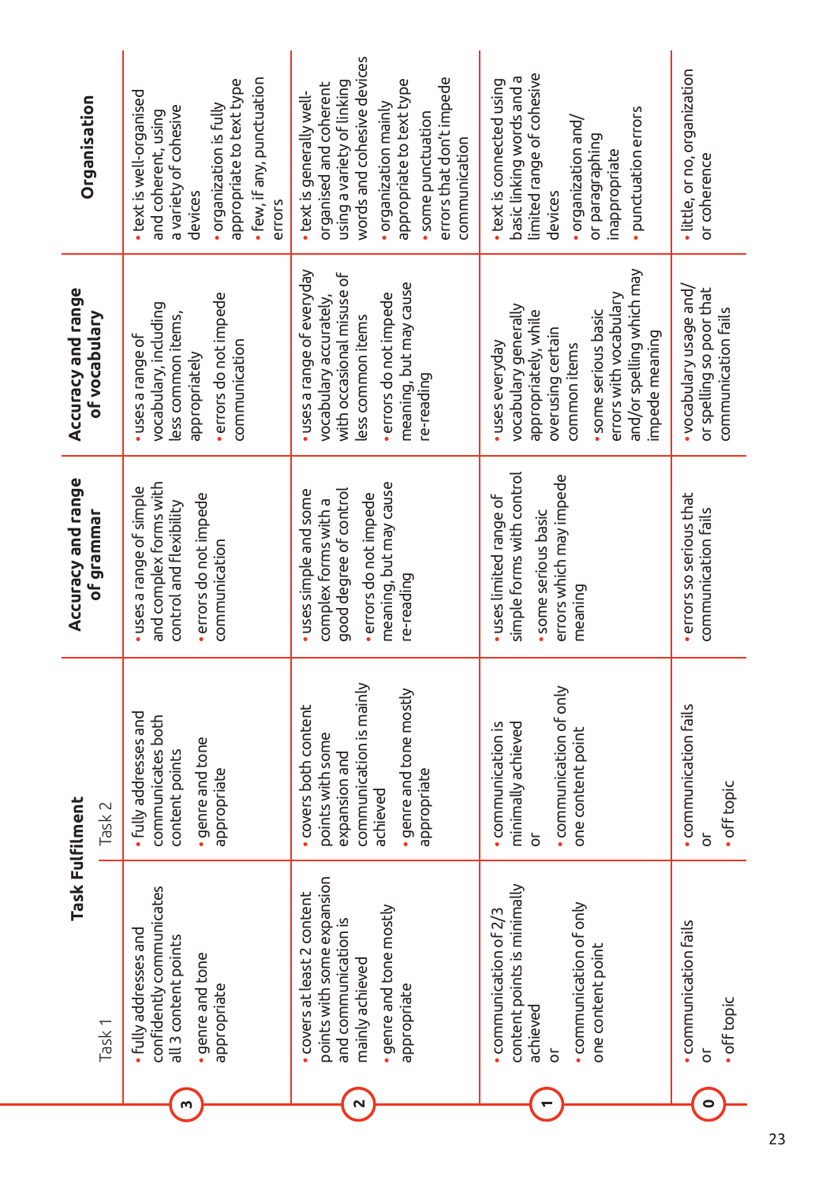| | Task Fulfilment | | Accuracy and range of grammar | Accuracy and range of vocabulary | Organisation |
|---|---|---|---|---|---|
| | Task 1 | Task 2 | | | |
| 3 | • fully addresses and confidently communicates all 3 content points<br>• genre and tone appropriate | • fully addresses and communicates both content points<br>• genre and tone appropriate | • uses a range of simple and complex forms with control and flexibility<br>• errors do not impede communication | • uses a range of vocabulary, including less common items, appropriately<br>• errors do not impede communication | • text is well-organised and coherent, using a variety of cohesive devices<br>• organization is fully appropriate to text type<br>• few, if any, punctuation errors |
| 2 | • covers at least 2 content points with some expansion and communication is mainly achieved<br>• genre and tone mostly appropriate | • covers both content points with some expansion and communication is mainly achieved<br>• genre and tone mostly appropriate | • uses simple and some complex forms with a good degree of control<br>• errors do not impede meaning, but may cause re-reading | • uses a range of everyday vocabulary accurately, with occasional misuse of less common items<br>• errors do not impede meaning, but may cause re-reading | • text is generally well-organised and coherent using a variety of linking words and cohesive devices<br>• organization mainly appropriate to text type<br>• some punctuation errors that don't impede communication |
| 1 | • communication of 2/3 content points is minimally achieved<br>or<br>• communication of only one content point | • communication is minimally achieved<br>or<br>• communication of only one content point | • uses limited range of simple forms with control<br>• some serious basic errors which may impede meaning | • uses everyday vocabulary generally appropriately, while overusing certain common items<br>• some serious basic errors with vocabulary and/or spelling which may impede meaning | • text is connected using basic linking words and a limited range of cohesive devices<br>• organization and/or paragraphing inappropriate<br>• punctuation errors |
| 0 | • communication fails<br>or<br>• off topic | • communication fails<br>or<br>• off topic | • errors so serious that communication fails | • vocabulary usage and/or spelling so poor that communication fails | • little, or no, organization or coherence |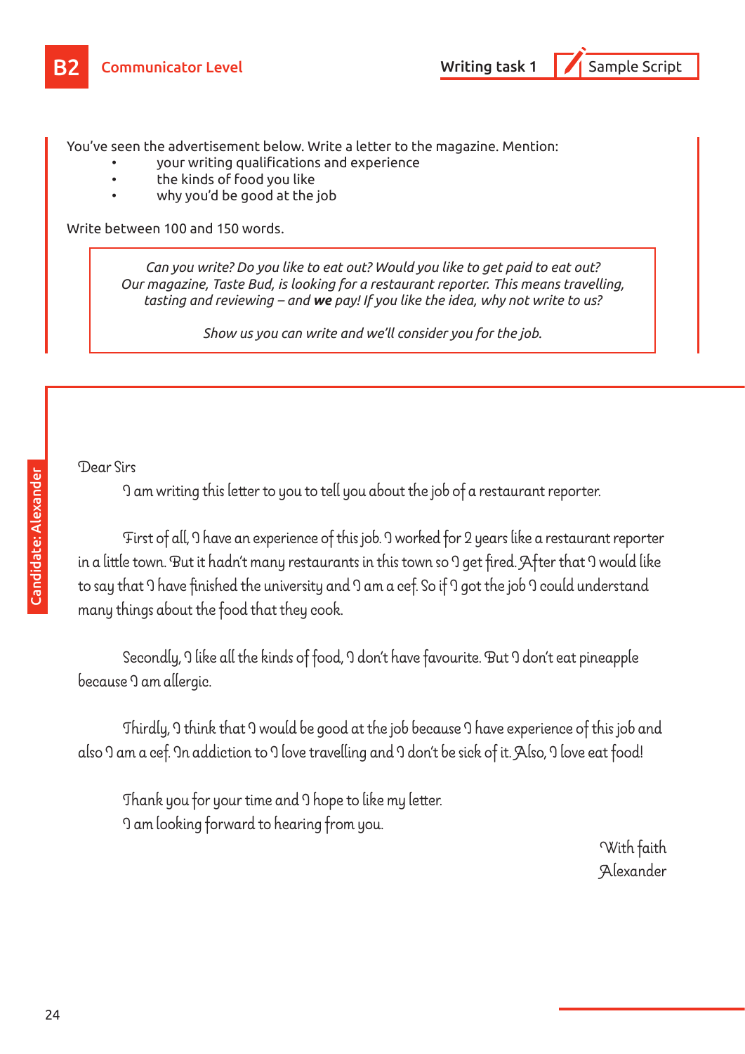B2 Communicator Level

Writing task 1 — Sample Script

You've seen the advertisement below. Write a letter to the magazine. Mention:

- your writing qualifications and experience
- the kinds of food you like
- why you'd be good at the job

Write between 100 and 150 words.

> *Can you write? Do you like to eat out? Would you like to get paid to eat out? Our magazine, Taste Bud, is looking for a restaurant reporter. This means travelling, tasting and reviewing – and* ***we*** *pay! If you like the idea, why not write to us?*
>
> *Show us you can write and we'll consider you for the job.*

Candidate: Alexander

Dear Sirs

I am writing this letter to you to tell you about the job of a restaurant reporter.

First of all, I have an experience of this job. I worked for 2 years like a restaurant reporter in a little town. But it hadn't many restaurants in this town so I get fired. After that I would like to say that I have finished the university and I am a cef. So if I got the job I could understand many things about the food that they cook.

Secondly, I like all the kinds of food, I don't have favourite. But I don't eat pineapple because I am allergic.

Thirdly, I think that I would be good at the job because I have experience of this job and also I am a cef. In addiction to I love travelling and I don't be sick of it. Also, I love eat food!

Thank you for your time and I hope to like my letter.
I am looking forward to hearing from you.

With faith
Alexander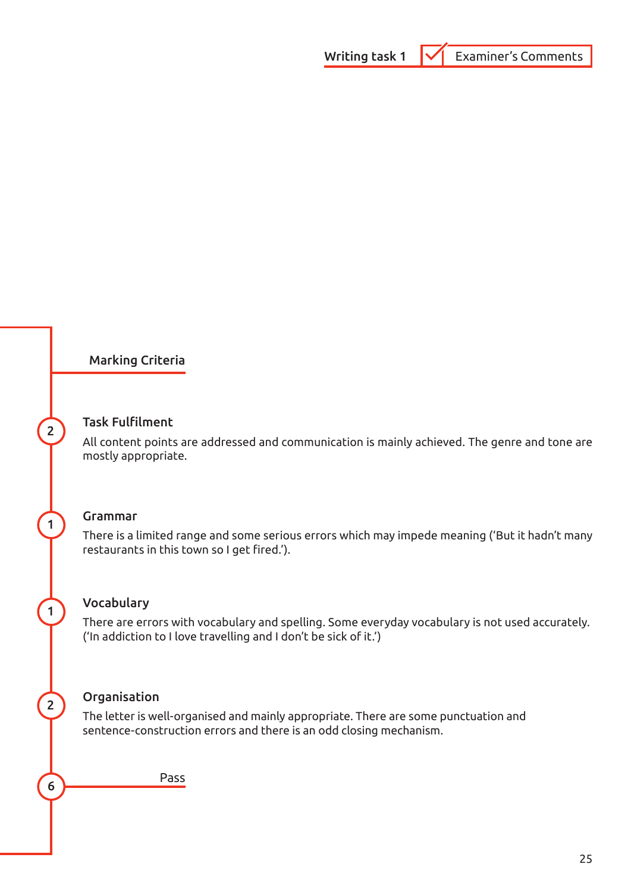Writing task 1 — Examiner's Comments

## Marking Criteria

**2** — **Task Fulfilment**

All content points are addressed and communication is mainly achieved. The genre and tone are mostly appropriate.

**1** — **Grammar**

There is a limited range and some serious errors which may impede meaning ('But it hadn't many restaurants in this town so I get fired.').

**1** — **Vocabulary**

There are errors with vocabulary and spelling. Some everyday vocabulary is not used accurately. ('In addiction to I love travelling and I don't be sick of it.')

**2** — **Organisation**

The letter is well-organised and mainly appropriate. There are some punctuation and sentence-construction errors and there is an odd closing mechanism.

**6** — Pass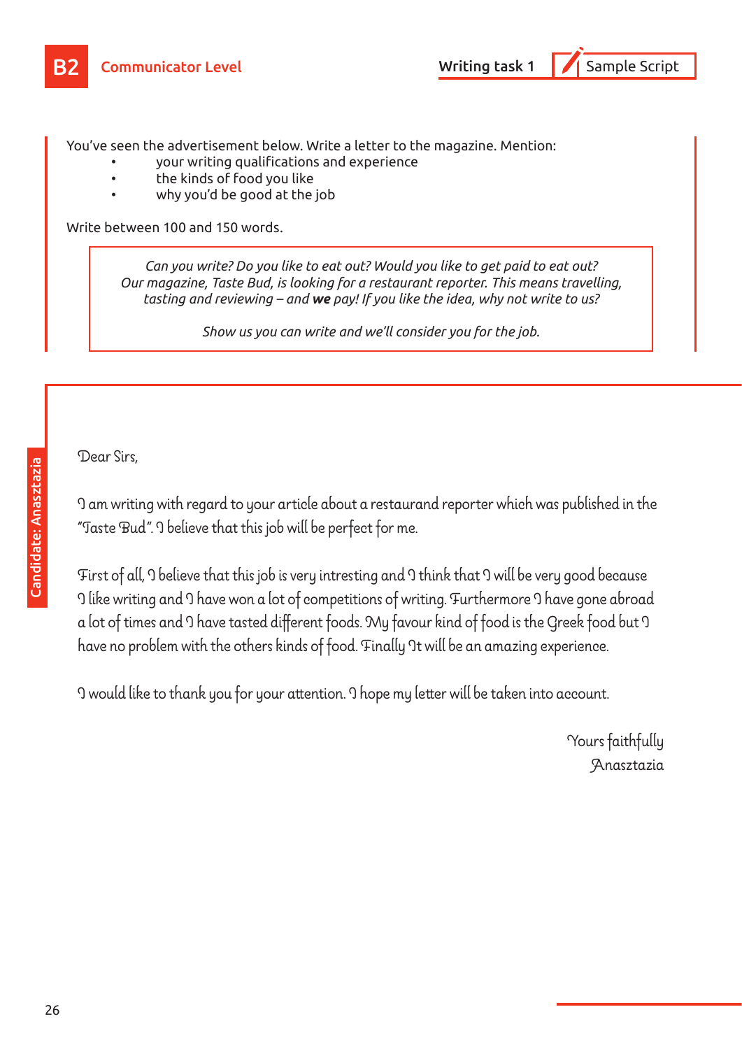**B2** Communicator Level

**Writing task 1** Sample Script

You've seen the advertisement below. Write a letter to the magazine. Mention:

- your writing qualifications and experience
- the kinds of food you like
- why you'd be good at the job

Write between 100 and 150 words.

> *Can you write? Do you like to eat out? Would you like to get paid to eat out? Our magazine, Taste Bud, is looking for a restaurant reporter. This means travelling, tasting and reviewing – and **we** pay! If you like the idea, why not write to us?*
>
> *Show us you can write and we'll consider you for the job.*

Candidate: Anasztazia

Dear Sirs,

I am writing with regard to your article about a restaurand reporter which was published in the "Taste Bud". I believe that this job will be perfect for me.

First of all, I believe that this job is very intresting and I think that I will be very good because I like writing and I have won a lot of competitions of writing. Furthermore I have gone abroad a lot of times and I have tasted different foods. My favour kind of food is the Greek food but I have no problem with the others kinds of food. Finally It will be an amazing experience.

I would like to thank you for your attention. I hope my letter will be taken into account.

Yours faithfully
Anasztazia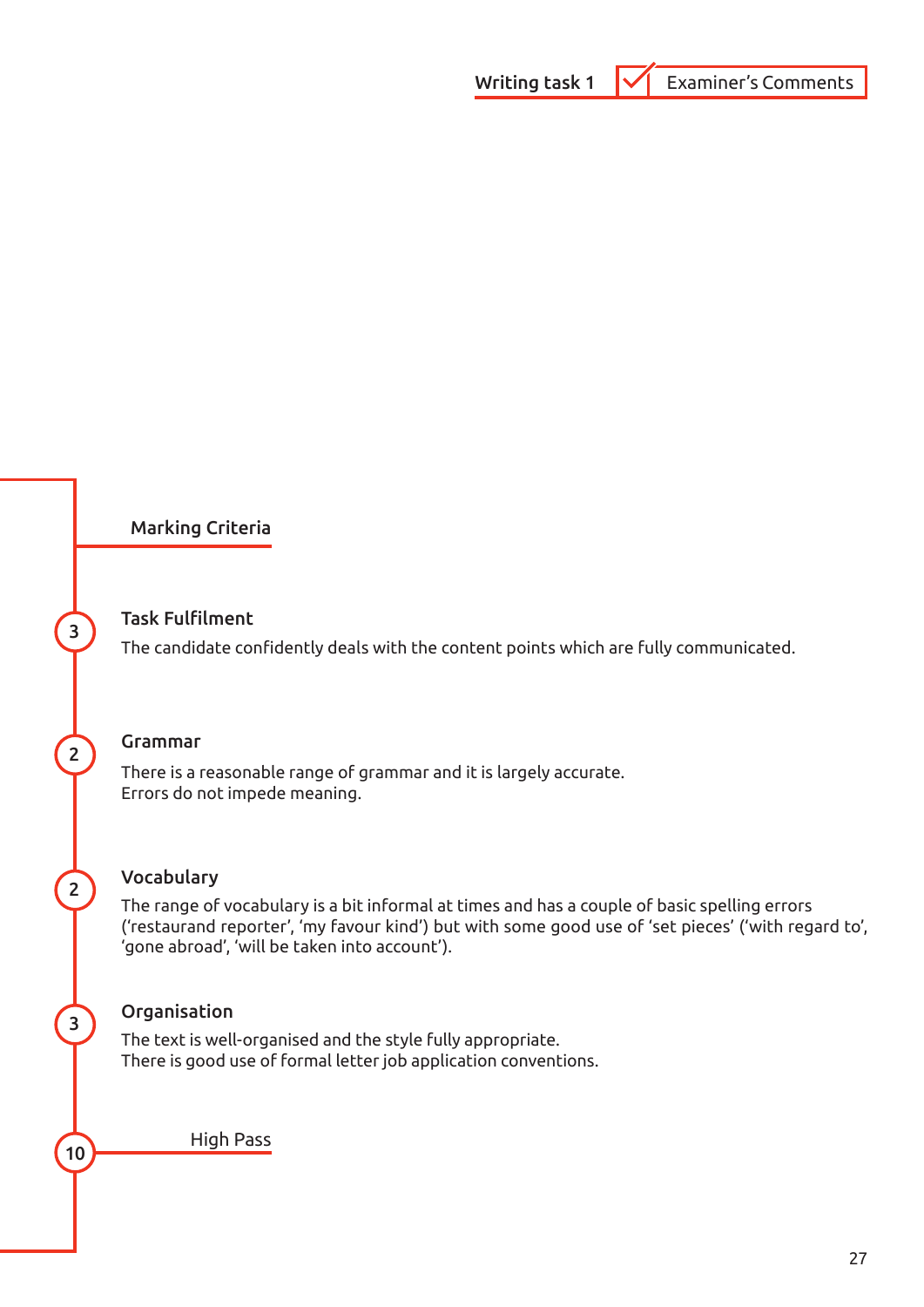Writing task 1 | Examiner's Comments

## Marking Criteria

**3** — **Task Fulfilment**

The candidate confidently deals with the content points which are fully communicated.

**2** — **Grammar**

There is a reasonable range of grammar and it is largely accurate.
Errors do not impede meaning.

**2** — **Vocabulary**

The range of vocabulary is a bit informal at times and has a couple of basic spelling errors ('restaurand reporter', 'my favour kind') but with some good use of 'set pieces' ('with regard to', 'gone abroad', 'will be taken into account').

**3** — **Organisation**

The text is well-organised and the style fully appropriate.
There is good use of formal letter job application conventions.

**10** — High Pass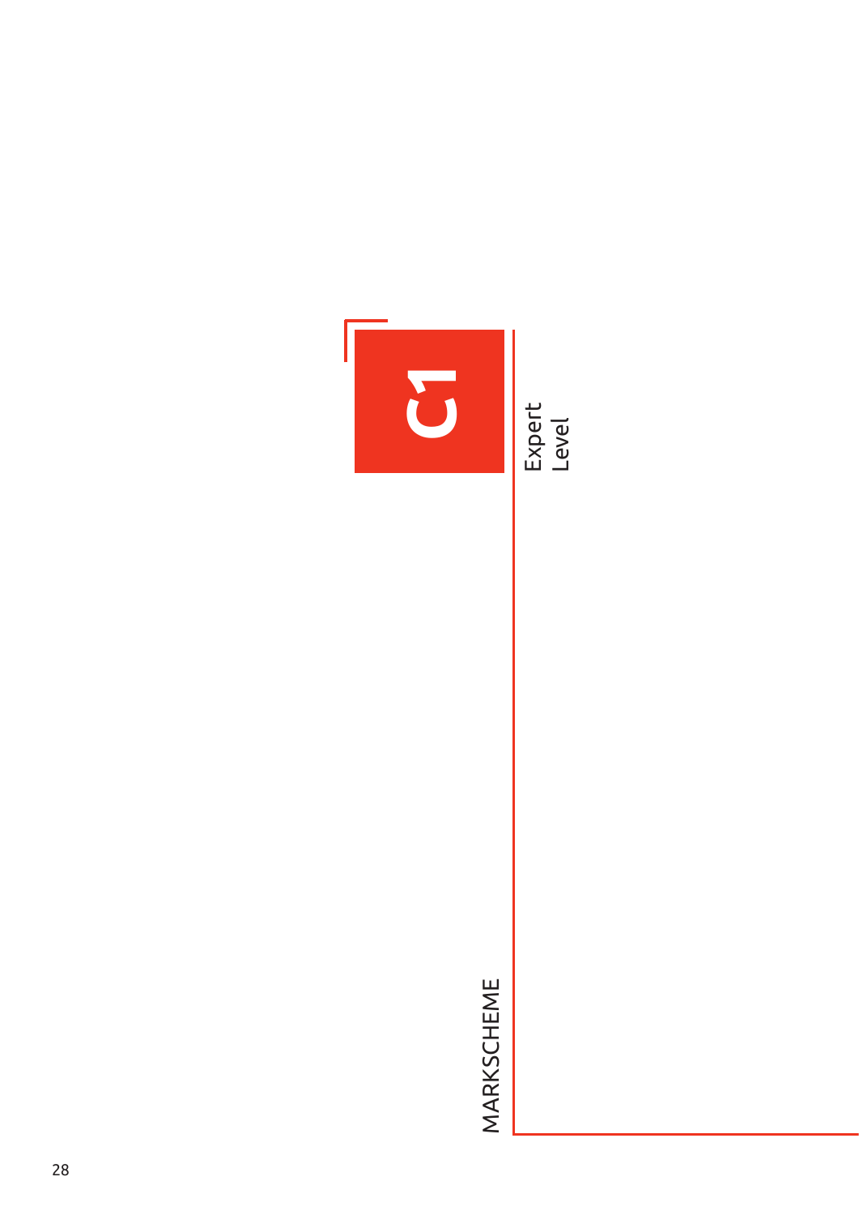# C1

Expert Level

MARKSCHEME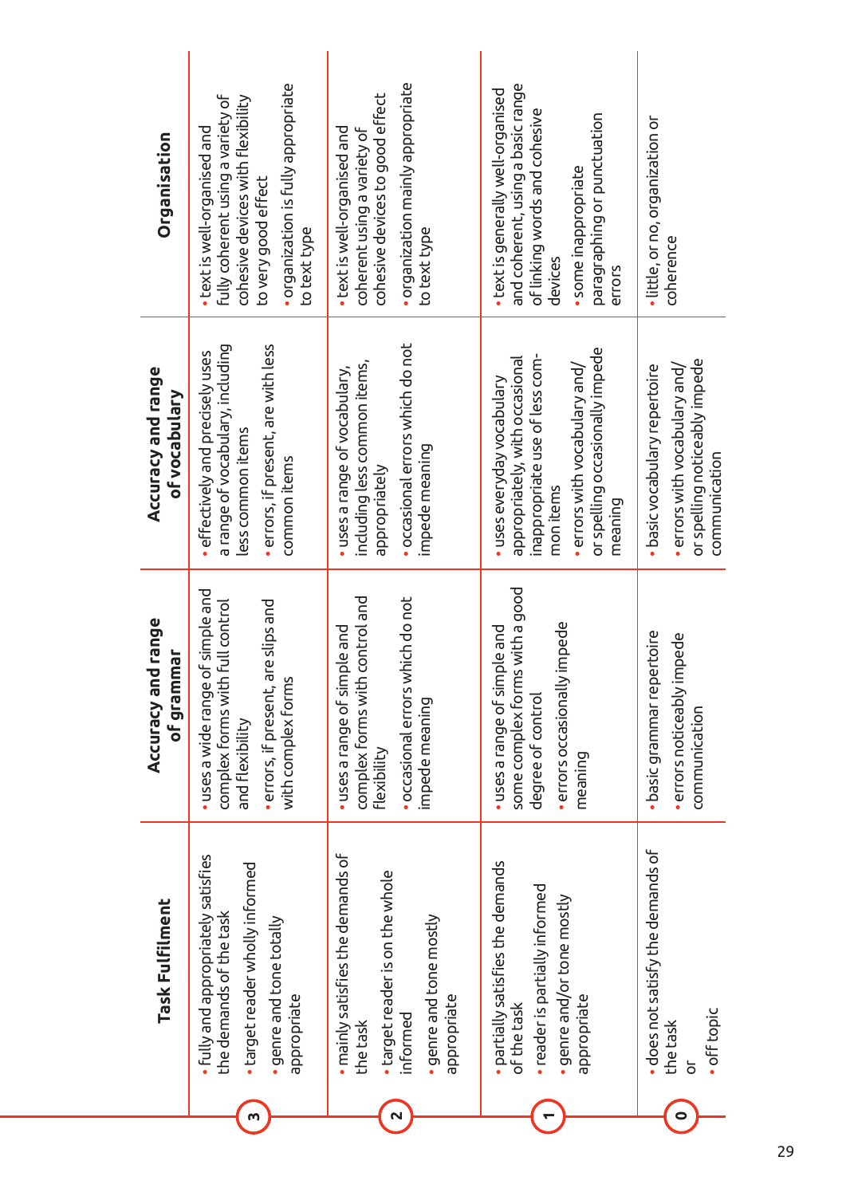| | Task Fulfilment | Accuracy and range of grammar | Accuracy and range of vocabulary | Organisation |
|---|---|---|---|---|
| 3 | • fully and appropriately satisfies the demands of the task<br>• target reader wholly informed<br>• genre and tone totally appropriate | • uses a wide range of simple and complex forms with full control and flexibility<br>• errors, if present, are slips and with complex forms | • effectively and precisely uses a range of vocabulary, including less common items<br>• errors, if present, are with less common items | • text is well-organised and fully coherent using a variety of cohesive devices with flexibility to very good effect<br>• organization is fully appropriate to text type |
| 2 | • mainly satisfies the demands of the task<br>• target reader is on the whole informed<br>• genre and tone mostly appropriate | • uses a range of simple and complex forms with control and flexibility<br>• occasional errors which do not impede meaning | • uses a range of vocabulary, including less common items, appropriately<br>• occasional errors which do not impede meaning | • text is well-organised and coherent using a variety of cohesive devices to good effect<br>• organization mainly appropriate to text type |
| 1 | • partially satisfies the demands of the task<br>• reader is partially informed<br>• genre and/or tone mostly appropriate | • uses a range of simple and some complex forms with a good degree of control<br>• errors occasionally impede meaning | • uses everyday vocabulary appropriately, with occasional inappropriate use of less common items<br>• errors with vocabulary and/or spelling occasionally impede meaning | • text is generally well-organised and coherent, using a basic range of linking words and cohesive devices<br>• some inappropriate paragraphing or punctuation errors |
| 0 | • does not satisfy the demands of the task<br>or<br>• off topic | • basic grammar repertoire<br>• errors noticeably impede communication | • basic vocabulary repertoire<br>• errors with vocabulary and/or spelling noticeably impede communication | • little, or no, organization or coherence |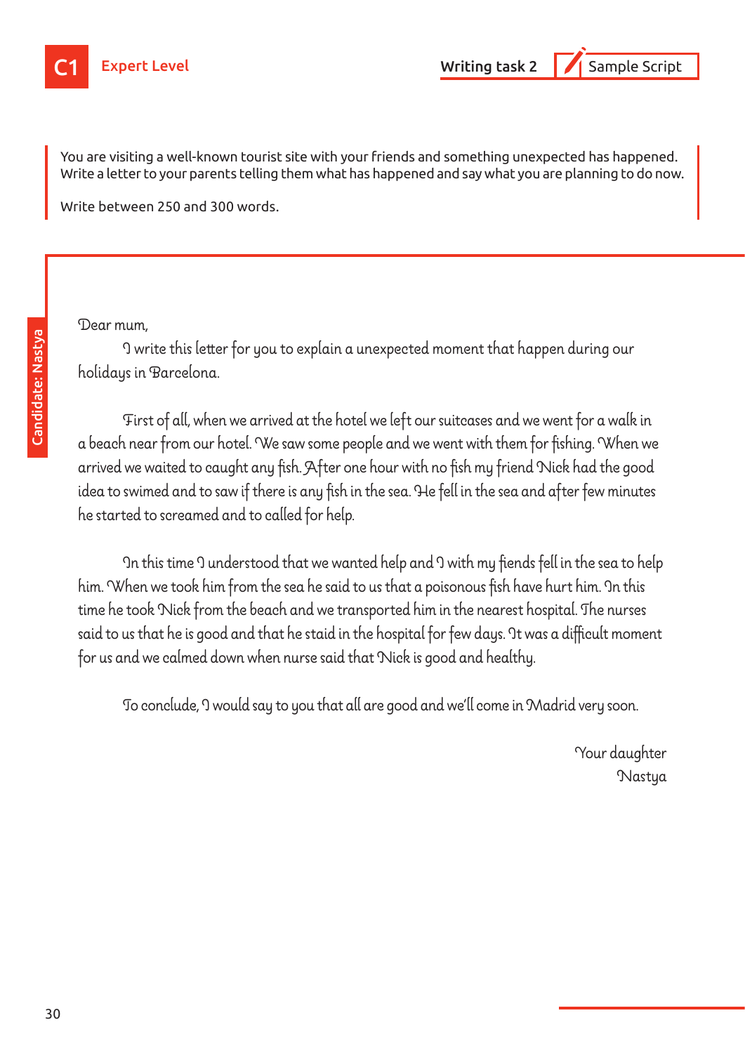C1 **Expert Level**

**Writing task 2** | Sample Script

You are visiting a well-known tourist site with your friends and something unexpected has happened. Write a letter to your parents telling them what has happened and say what you are planning to do now.

Write between 250 and 300 words.

**Candidate: Nastya**

Dear mum,

I write this letter for you to explain a unexpected moment that happen during our holidays in Barcelona.

First of all, when we arrived at the hotel we left our suitcases and we went for a walk in a beach near from our hotel. We saw some people and we went with them for fishing. When we arrived we waited to caught any fish. After one hour with no fish my friend Nick had the good idea to swimed and to saw if there is any fish in the sea. He fell in the sea and after few minutes he started to screamed and to called for help.

In this time I understood that we wanted help and I with my fiends fell in the sea to help him. When we took him from the sea he said to us that a poisonous fish have hurt him. In this time he took Nick from the beach and we transported him in the nearest hospital. The nurses said to us that he is good and that he staid in the hospital for few days. It was a difficult moment for us and we calmed down when nurse said that Nick is good and healthy.

To conclude, I would say to you that all are good and we'll come in Madrid very soon.

Your daughter
Nastya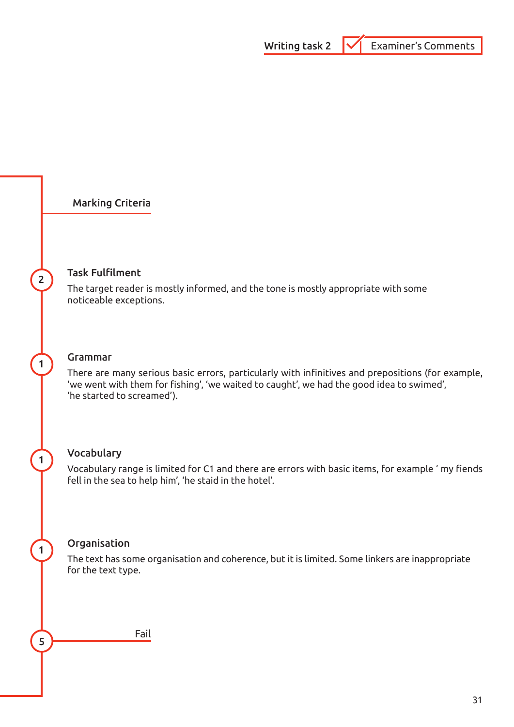Writing task 2 | Examiner's Comments

## Marking Criteria

**2** — **Task Fulfilment**

The target reader is mostly informed, and the tone is mostly appropriate with some noticeable exceptions.

**1** — **Grammar**

There are many serious basic errors, particularly with infinitives and prepositions (for example, 'we went with them for fishing', 'we waited to caught', we had the good idea to swimed', 'he started to screamed').

**1** — **Vocabulary**

Vocabulary range is limited for C1 and there are errors with basic items, for example ' my fiends fell in the sea to help him', 'he staid in the hotel'.

**1** — **Organisation**

The text has some organisation and coherence, but it is limited. Some linkers are inappropriate for the text type.

**5** — Fail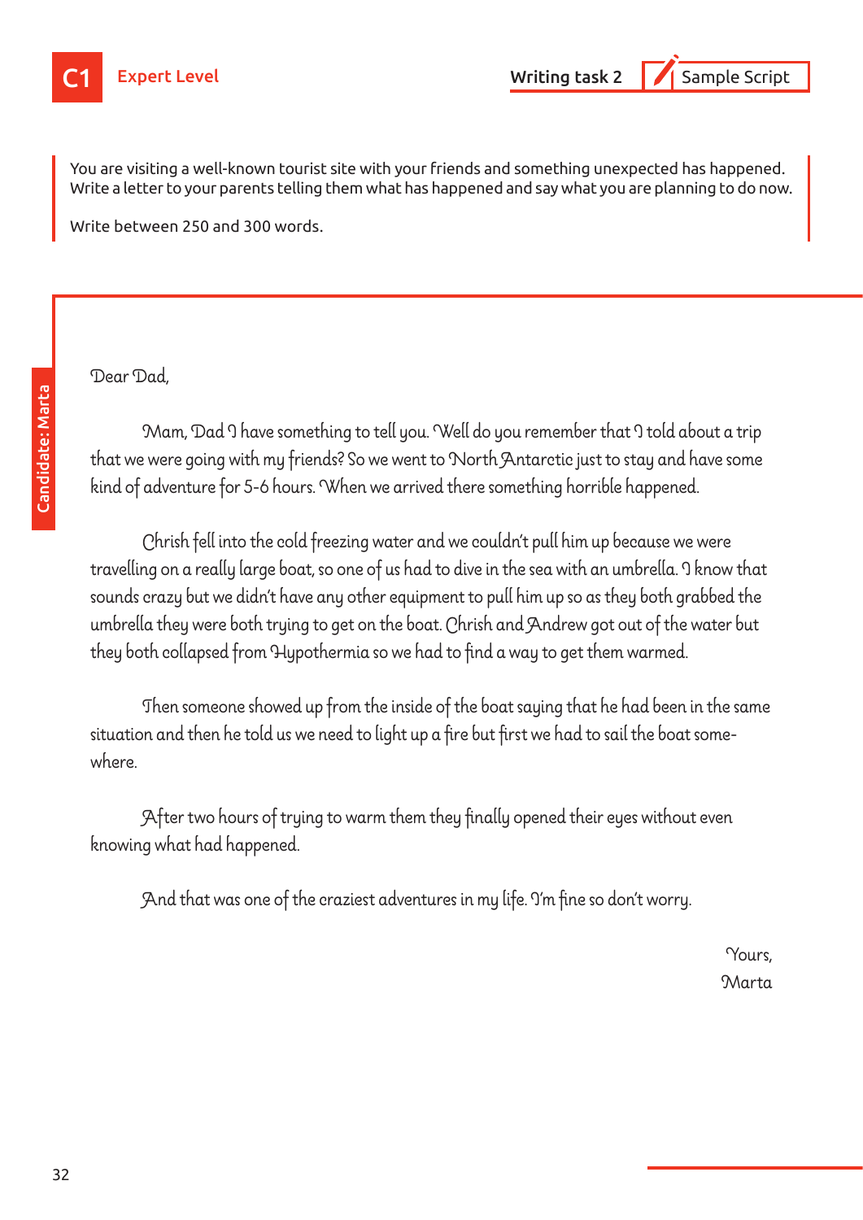C1 **Expert Level**

**Writing task 2** | Sample Script

You are visiting a well-known tourist site with your friends and something unexpected has happened. Write a letter to your parents telling them what has happened and say what you are planning to do now.

Write between 250 and 300 words.

Candidate: Marta

Dear Dad,

Mam, Dad I have something to tell you. Well do you remember that I told about a trip that we were going with my friends? So we went to North Antarctic just to stay and have some kind of adventure for 5-6 hours. When we arrived there something horrible happened.

Chrish fell into the cold freezing water and we couldn't pull him up because we were travelling on a really large boat, so one of us had to dive in the sea with an umbrella. I know that sounds crazy but we didn't have any other equipment to pull him up so as they both grabbed the umbrella they were both trying to get on the boat. Chrish and Andrew got out of the water but they both collapsed from Hypothermia so we had to find a way to get them warmed.

Then someone showed up from the inside of the boat saying that he had been in the same situation and then he told us we need to light up a fire but first we had to sail the boat somewhere.

After two hours of trying to warm them they finally opened their eyes without even knowing what had happened.

And that was one of the craziest adventures in my life. I'm fine so don't worry.

Yours,
Marta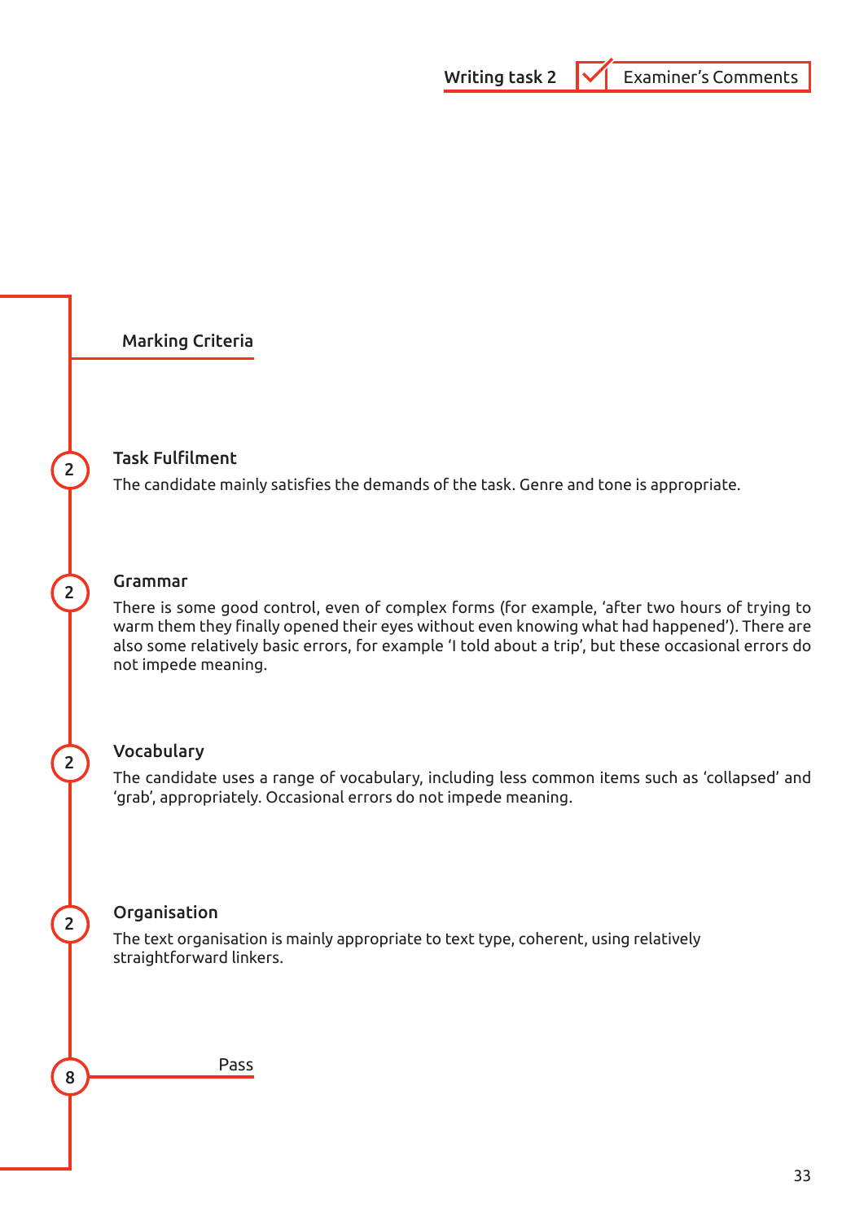Writing task 2 | Examiner's Comments

## Marking Criteria

**2** — **Task Fulfilment**

The candidate mainly satisfies the demands of the task. Genre and tone is appropriate.

**2** — **Grammar**

There is some good control, even of complex forms (for example, 'after two hours of trying to warm them they finally opened their eyes without even knowing what had happened'). There are also some relatively basic errors, for example 'I told about a trip', but these occasional errors do not impede meaning.

**2** — **Vocabulary**

The candidate uses a range of vocabulary, including less common items such as 'collapsed' and 'grab', appropriately. Occasional errors do not impede meaning.

**2** — **Organisation**

The text organisation is mainly appropriate to text type, coherent, using relatively straightforward linkers.

**8** — Pass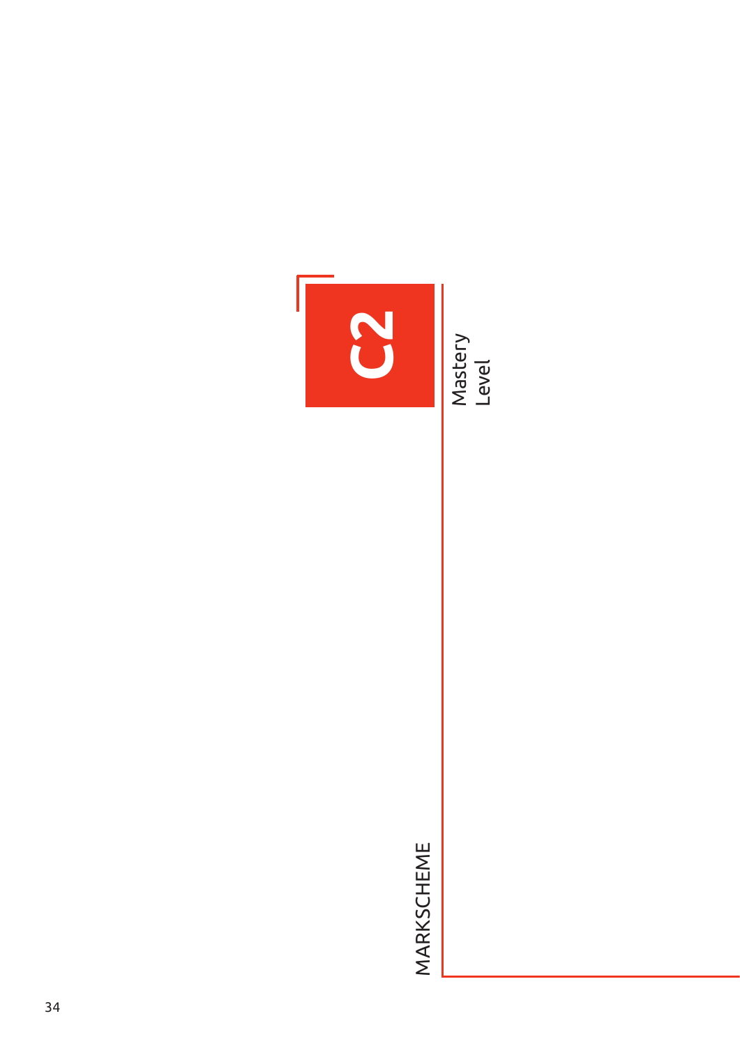# C2

Mastery Level

MARKSCHEME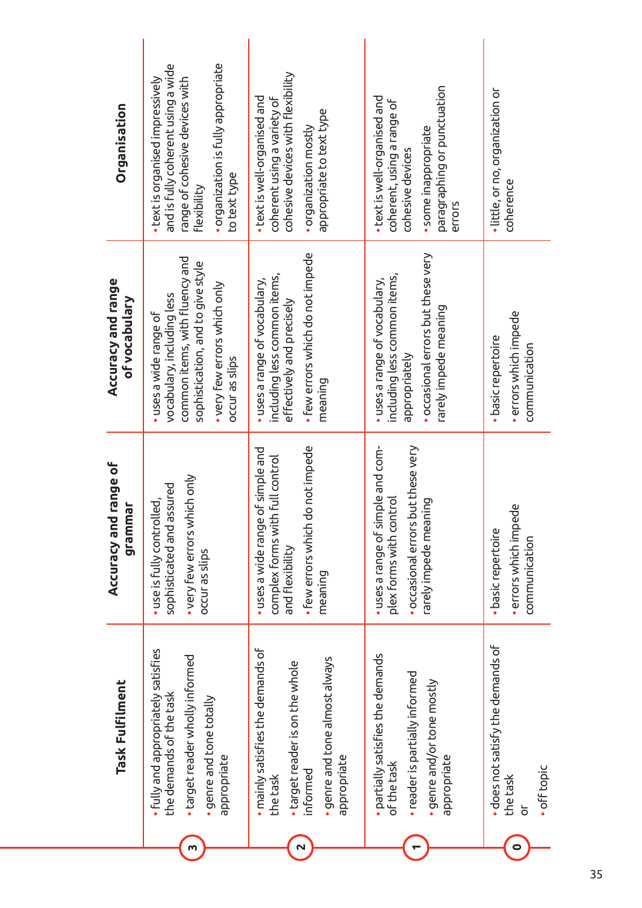| | Task Fulfilment | Accuracy and range of grammar | Accuracy and range of vocabulary | Organisation |
|---|---|---|---|---|
| 3 | • fully and appropriately satisfies the demands of the task<br>• target reader wholly informed<br>• genre and tone totally appropriate | • use is fully controlled, sophisticated and assured<br>• very few errors which only occur as slips | • uses a wide range of vocabulary, including less common items, with fluency and sophistication, and to give style<br>• very few errors which only occur as slips | • text is organised impressively and is fully coherent using a wide range of cohesive devices with flexibility<br>• organization is fully appropriate to text type |
| 2 | • mainly satisfies the demands of the task<br>• target reader is on the whole informed<br>• genre and tone almost always appropriate | • uses a wide range of simple and complex forms with full control and flexibility<br>• few errors which do not impede meaning | • uses a range of vocabulary, including less common items, effectively and precisely<br>• few errors which do not impede meaning | • text is well-organised and coherent using a variety of cohesive devices with flexibility<br>• organization mostly appropriate to text type |
| 1 | • partially satisfies the demands of the task<br>• reader is partially informed<br>• genre and/or tone mostly appropriate | • uses a range of simple and complex forms with control<br>• occasional errors but these very rarely impede meaning | • uses a range of vocabulary, including less common items, appropriately<br>• occasional errors but these very rarely impede meaning | • text is well-organised and coherent, using a range of cohesive devices<br>• some inappropriate paragraphing or punctuation errors |
| 0 | • does not satisfy the demands of the task<br>or<br>• off topic | • basic repertoire<br>• errors which impede communication | • basic repertoire<br>• errors which impede communication | • little, or no, organization or coherence |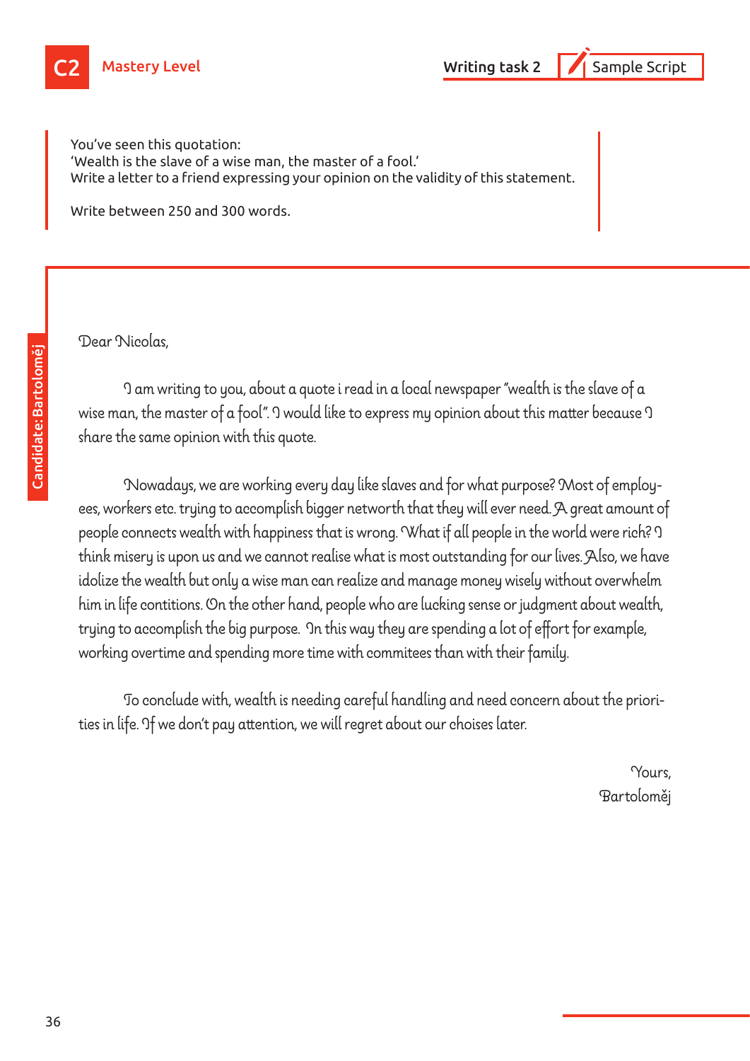C2 Mastery Level

Writing task 2 — Sample Script

You've seen this quotation:
'Wealth is the slave of a wise man, the master of a fool.'
Write a letter to a friend expressing your opinion on the validity of this statement.

Write between 250 and 300 words.

Candidate: Bartoloměj

Dear Nicolas,

I am writing to you, about a quote i read in a local newspaper "wealth is the slave of a wise man, the master of a fool". I would like to express my opinion about this matter because I share the same opinion with this quote.

Nowadays, we are working every day like slaves and for what purpose? Most of employees, workers etc. trying to accomplish bigger networth that they will ever need. A great amount of people connects wealth with happiness that is wrong. What if all people in the world were rich? I think misery is upon us and we cannot realise what is most outstanding for our lives. Also, we have idolize the wealth but only a wise man can realize and manage money wisely without overwhelm him in life contitions. On the other hand, people who are lucking sense or judgment about wealth, trying to accomplish the big purpose. In this way they are spending a lot of effort for example, working overtime and spending more time with commitees than with their family.

To conclude with, wealth is needing careful handling and need concern about the priorities in life. If we don't pay attention, we will regret about our choises later.

Yours,
Bartoloměj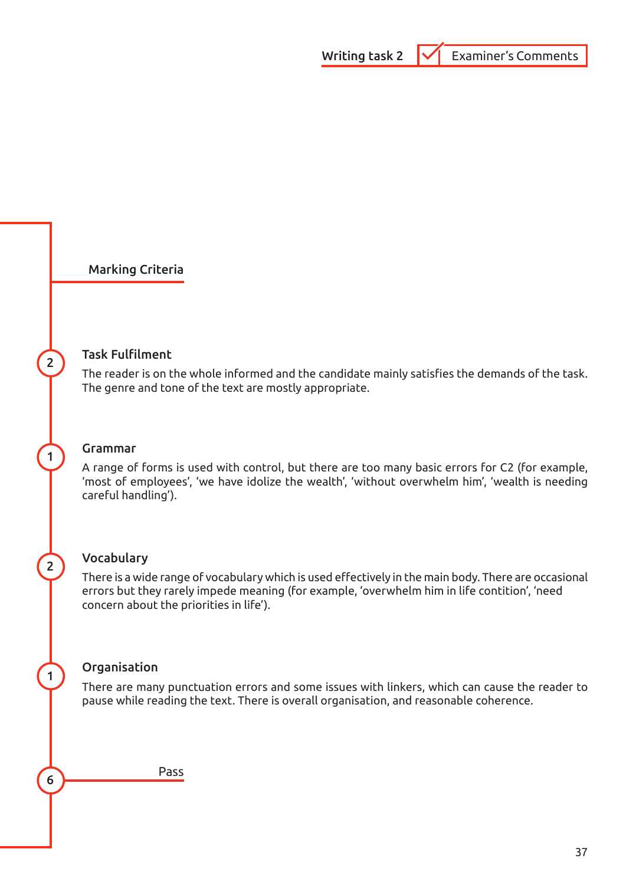Writing task 2 | Examiner's Comments

## Marking Criteria

### Task Fulfilment — 2

The reader is on the whole informed and the candidate mainly satisfies the demands of the task. The genre and tone of the text are mostly appropriate.

### Grammar — 1

A range of forms is used with control, but there are too many basic errors for C2 (for example, 'most of employees', 'we have idolize the wealth', 'without overwhelm him', 'wealth is needing careful handling').

### Vocabulary — 2

There is a wide range of vocabulary which is used effectively in the main body. There are occasional errors but they rarely impede meaning (for example, 'overwhelm him in life contition', 'need concern about the priorities in life').

### Organisation — 1

There are many punctuation errors and some issues with linkers, which can cause the reader to pause while reading the text. There is overall organisation, and reasonable coherence.

**6 — Pass**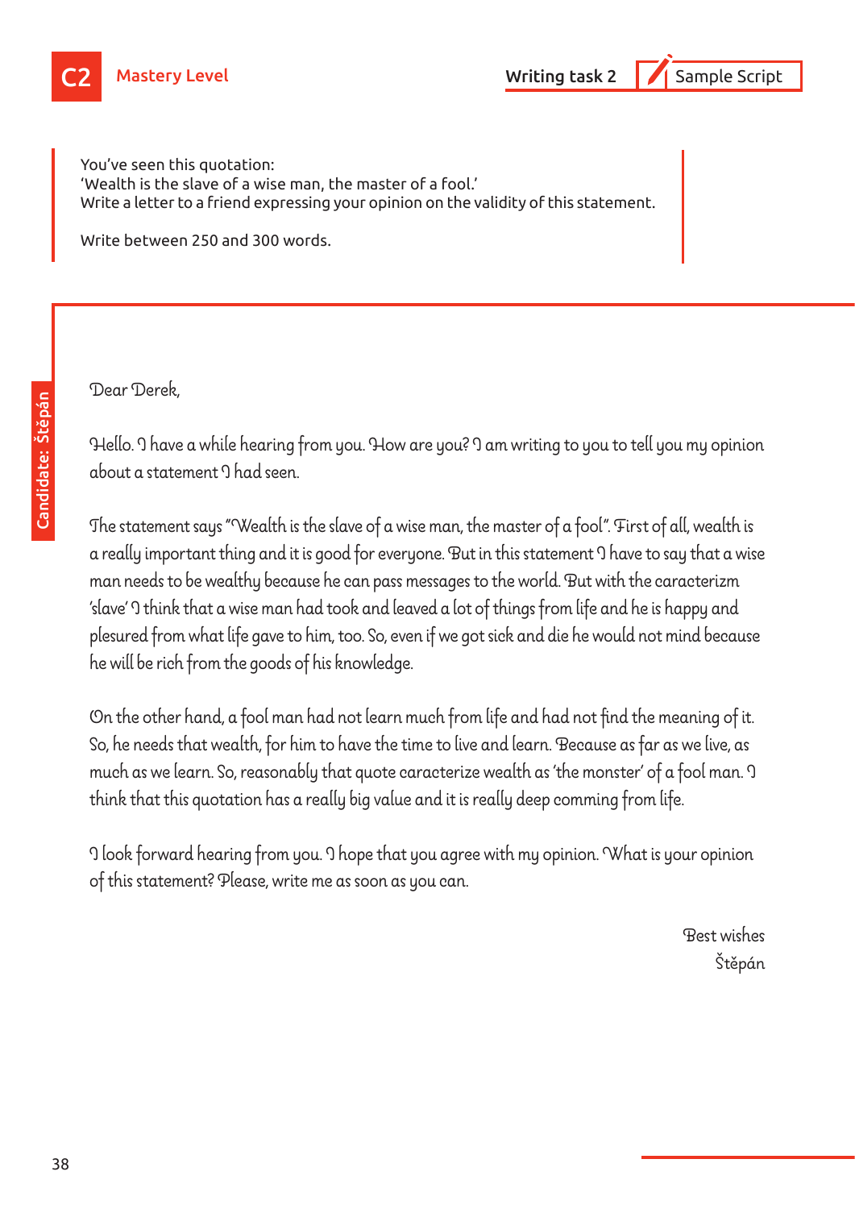C2 Mastery Level

Writing task 2 | Sample Script

You've seen this quotation:
'Wealth is the slave of a wise man, the master of a fool.'
Write a letter to a friend expressing your opinion on the validity of this statement.

Write between 250 and 300 words.

Candidate: Štěpán

Dear Derek,

Hello. I have a while hearing from you. How are you? I am writing to you to tell you my opinion about a statement I had seen.

The statement says "Wealth is the slave of a wise man, the master of a fool". First of all, wealth is a really important thing and it is good for everyone. But in this statement I have to say that a wise man needs to be wealthy because he can pass messages to the world. But with the caracterizm 'slave' I think that a wise man had took and leaved a lot of things from life and he is happy and plesured from what life gave to him, too. So, even if we got sick and die he would not mind because he will be rich from the goods of his knowledge.

On the other hand, a fool man had not learn much from life and had not find the meaning of it. So, he needs that wealth, for him to have the time to live and learn. Because as far as we live, as much as we learn. So, reasonably that quote caracterize wealth as 'the monster' of a fool man. I think that this quotation has a really big value and it is really deep comming from life.

I look forward hearing from you. I hope that you agree with my opinion. What is your opinion of this statement? Please, write me as soon as you can.

Best wishes
Štěpán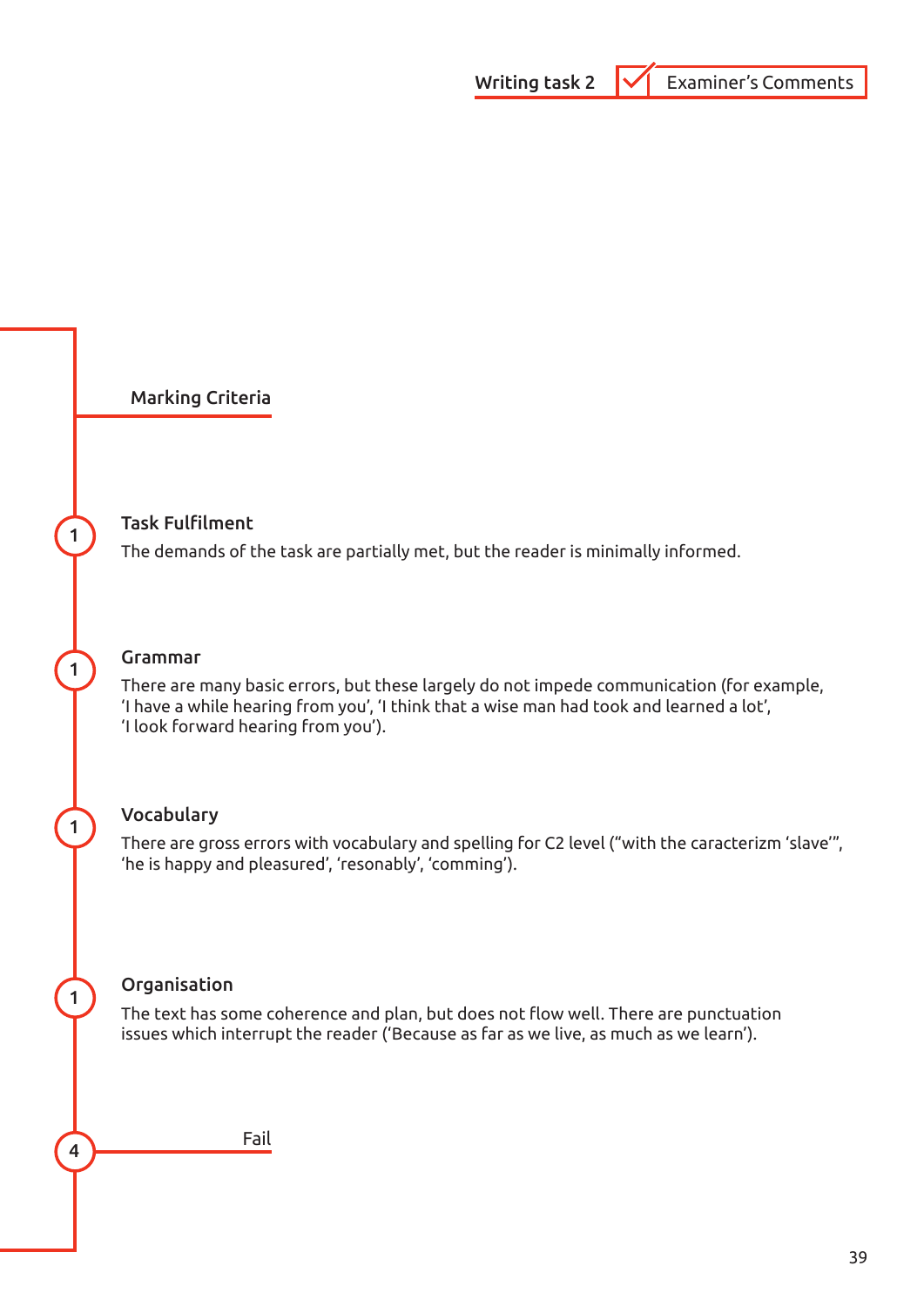**Writing task 2** | Examiner's Comments

## Marking Criteria

**1** — **Task Fulfilment**

The demands of the task are partially met, but the reader is minimally informed.

**1** — **Grammar**

There are many basic errors, but these largely do not impede communication (for example, 'I have a while hearing from you', 'I think that a wise man had took and learned a lot', 'I look forward hearing from you').

**1** — **Vocabulary**

There are gross errors with vocabulary and spelling for C2 level ("with the caracterizm 'slave'", 'he is happy and pleasured', 'resonably', 'comming').

**1** — **Organisation**

The text has some coherence and plan, but does not flow well. There are punctuation issues which interrupt the reader ('Because as far as we live, as much as we learn').

**4** — Fail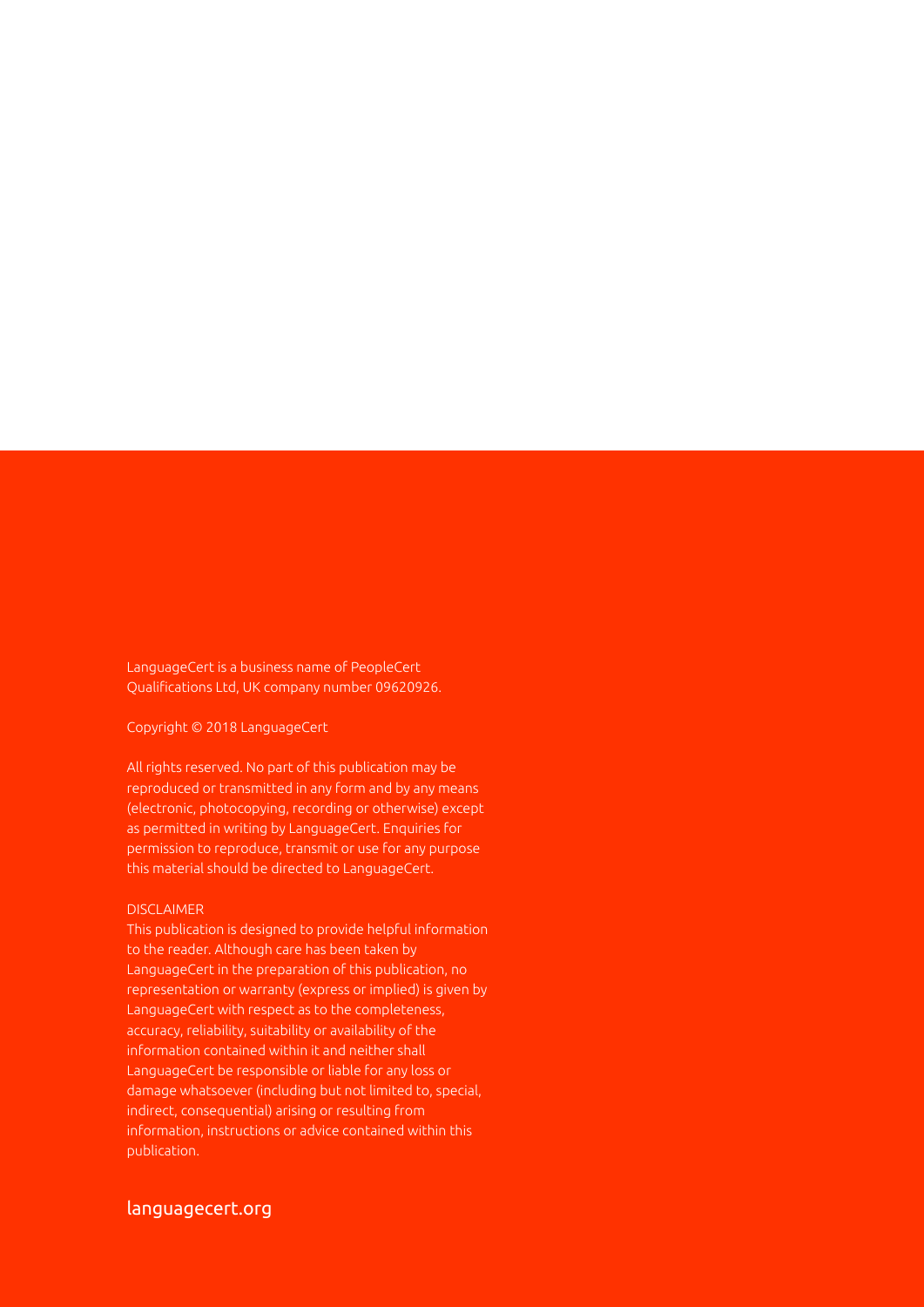LanguageCert is a business name of PeopleCert Qualifications Ltd, UK company number 09620926.

Copyright © 2018 LanguageCert

All rights reserved. No part of this publication may be reproduced or transmitted in any form and by any means (electronic, photocopying, recording or otherwise) except as permitted in writing by LanguageCert. Enquiries for permission to reproduce, transmit or use for any purpose this material should be directed to LanguageCert.

DISCLAIMER

This publication is designed to provide helpful information to the reader. Although care has been taken by LanguageCert in the preparation of this publication, no representation or warranty (express or implied) is given by LanguageCert with respect as to the completeness, accuracy, reliability, suitability or availability of the information contained within it and neither shall LanguageCert be responsible or liable for any loss or damage whatsoever (including but not limited to, special, indirect, consequential) arising or resulting from information, instructions or advice contained within this publication.

languagecert.org